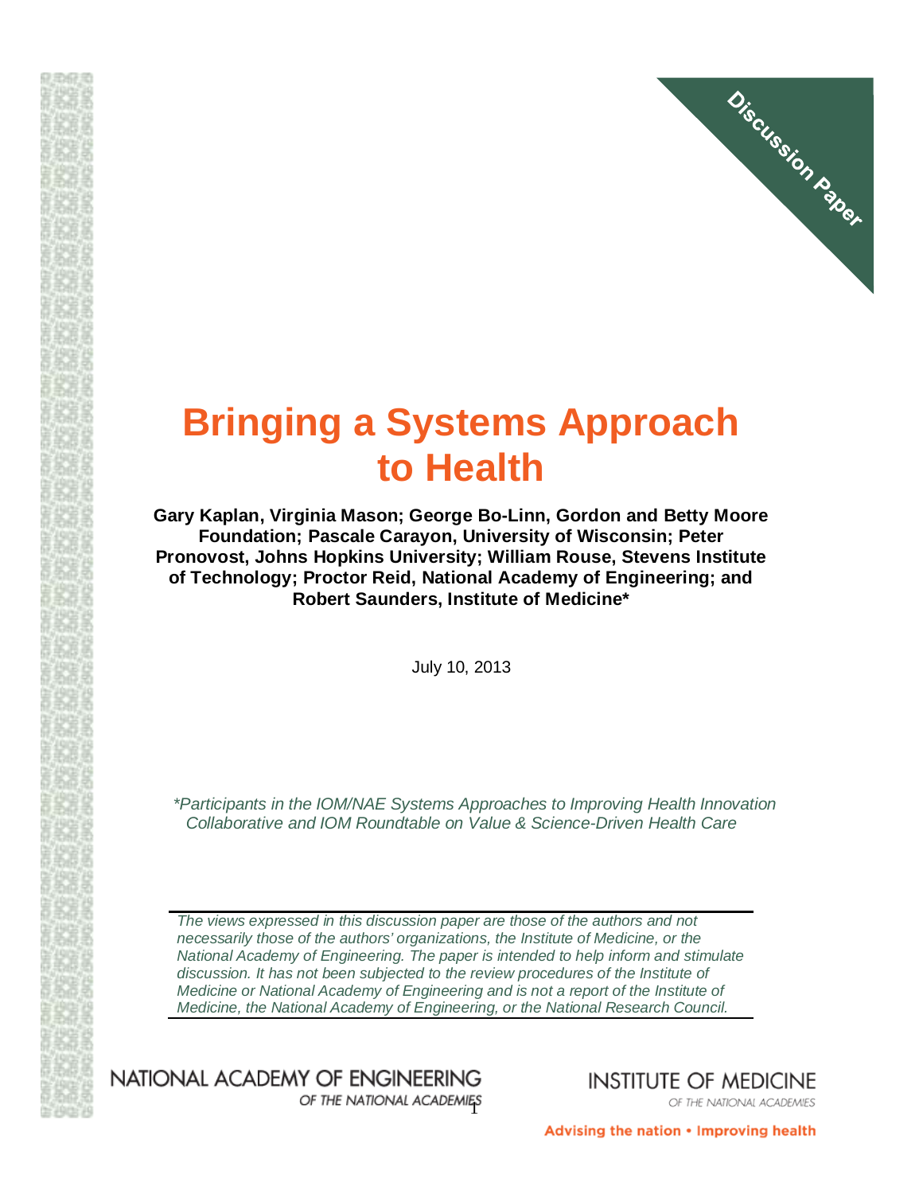Discussion Paper

# Bringing a Systems Approach to Health

**Gary Kaplan, Virginia Mason; George Bo-Linn, Gordon and Betty Moore Foundation; Pascale Carayon, University of Wisconsin; Peter Pronovost, Johns Hopkins University; William Rouse, Stevens Institute of Technology; Proctor Reid, National Academy of Engineering; and Robert Saunders, Institute of Medicine***

July 10, 2013

*\*Participants in the IOM/NAE Systems Approaches to Improving Health Innovation Collaborative and IOM Roundtable on Value & Science-Driven Health Care*

---

*The views expressed in this discussion paper are those of the authors and not necessarily those of the authors' organizations, the Institute of Medicine, or the National Academy of Engineering. The paper is intended to help inform and stimulate discussion. It has not been subjected to the review procedures of the Institute of Medicine or National Academy of Engineering and is not a report of the Institute of Medicine, the National Academy of Engineering, or the National Research Council.*

---

NATIONAL ACADEMY OF ENGINEERING
OF THE NATIONAL ACADEMIES

INSTITUTE OF MEDICINE
OF THE NATIONAL ACADEMIES

Advising the nation • Improving health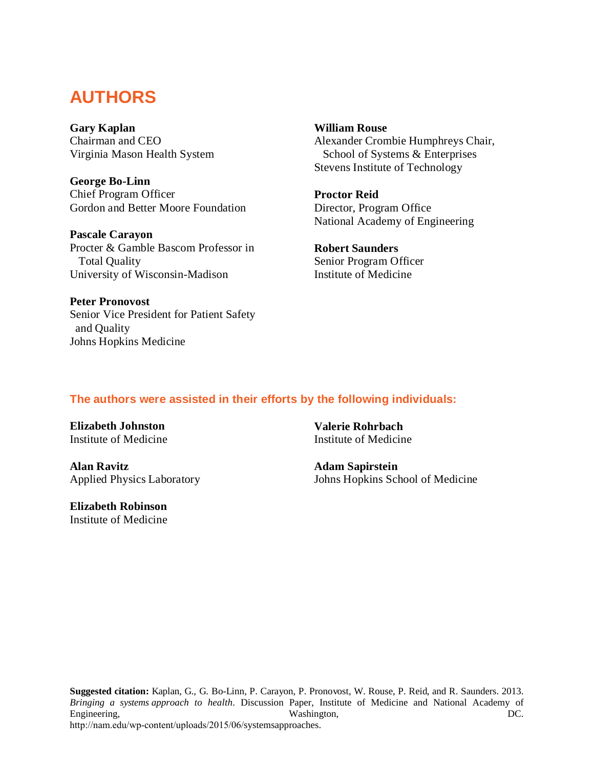# AUTHORS

**Gary Kaplan**
Chairman and CEO
Virginia Mason Health System

**George Bo-Linn**
Chief Program Officer
Gordon and Better Moore Foundation

**Pascale Carayon**
Procter & Gamble Bascom Professor in Total Quality
University of Wisconsin-Madison

**Peter Pronovost**
Senior Vice President for Patient Safety and Quality
Johns Hopkins Medicine

**William Rouse**
Alexander Crombie Humphreys Chair, School of Systems & Enterprises
Stevens Institute of Technology

**Proctor Reid**
Director, Program Office
National Academy of Engineering

**Robert Saunders**
Senior Program Officer
Institute of Medicine

## The authors were assisted in their efforts by the following individuals:

**Elizabeth Johnston**
Institute of Medicine

**Alan Ravitz**
Applied Physics Laboratory

**Elizabeth Robinson**
Institute of Medicine

**Valerie Rohrbach**
Institute of Medicine

**Adam Sapirstein**
Johns Hopkins School of Medicine

**Suggested citation:** Kaplan, G., G. Bo-Linn, P. Carayon, P. Pronovost, W. Rouse, P. Reid, and R. Saunders. 2013. *Bringing a systems approach to health*. Discussion Paper, Institute of Medicine and National Academy of Engineering, Washington, DC. http://nam.edu/wp-content/uploads/2015/06/systemsapproaches.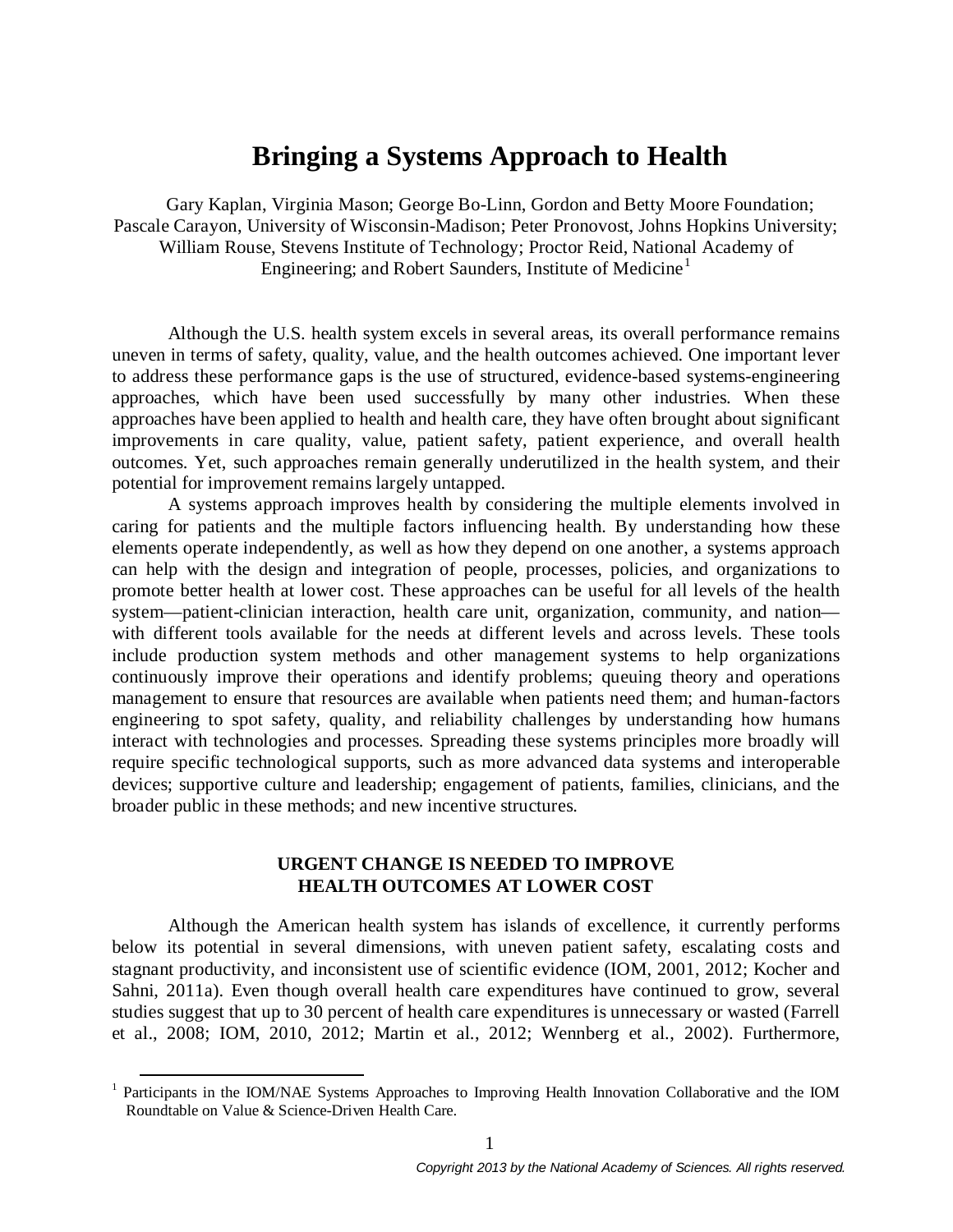# Bringing a Systems Approach to Health

Gary Kaplan, Virginia Mason; George Bo-Linn, Gordon and Betty Moore Foundation; Pascale Carayon, University of Wisconsin-Madison; Peter Pronovost, Johns Hopkins University; William Rouse, Stevens Institute of Technology; Proctor Reid, National Academy of Engineering; and Robert Saunders, Institute of Medicine[1]

Although the U.S. health system excels in several areas, its overall performance remains uneven in terms of safety, quality, value, and the health outcomes achieved. One important lever to address these performance gaps is the use of structured, evidence-based systems-engineering approaches, which have been used successfully by many other industries. When these approaches have been applied to health and health care, they have often brought about significant improvements in care quality, value, patient safety, patient experience, and overall health outcomes. Yet, such approaches remain generally underutilized in the health system, and their potential for improvement remains largely untapped.

A systems approach improves health by considering the multiple elements involved in caring for patients and the multiple factors influencing health. By understanding how these elements operate independently, as well as how they depend on one another, a systems approach can help with the design and integration of people, processes, policies, and organizations to promote better health at lower cost. These approaches can be useful for all levels of the health system—patient-clinician interaction, health care unit, organization, community, and nation—with different tools available for the needs at different levels and across levels. These tools include production system methods and other management systems to help organizations continuously improve their operations and identify problems; queuing theory and operations management to ensure that resources are available when patients need them; and human-factors engineering to spot safety, quality, and reliability challenges by understanding how humans interact with technologies and processes. Spreading these systems principles more broadly will require specific technological supports, such as more advanced data systems and interoperable devices; supportive culture and leadership; engagement of patients, families, clinicians, and the broader public in these methods; and new incentive structures.

## URGENT CHANGE IS NEEDED TO IMPROVE HEALTH OUTCOMES AT LOWER COST

Although the American health system has islands of excellence, it currently performs below its potential in several dimensions, with uneven patient safety, escalating costs and stagnant productivity, and inconsistent use of scientific evidence (IOM, 2001, 2012; Kocher and Sahni, 2011a). Even though overall health care expenditures have continued to grow, several studies suggest that up to 30 percent of health care expenditures is unnecessary or wasted (Farrell et al., 2008; IOM, 2010, 2012; Martin et al., 2012; Wennberg et al., 2002). Furthermore,

[1] Participants in the IOM/NAE Systems Approaches to Improving Health Innovation Collaborative and the IOM Roundtable on Value & Science-Driven Health Care.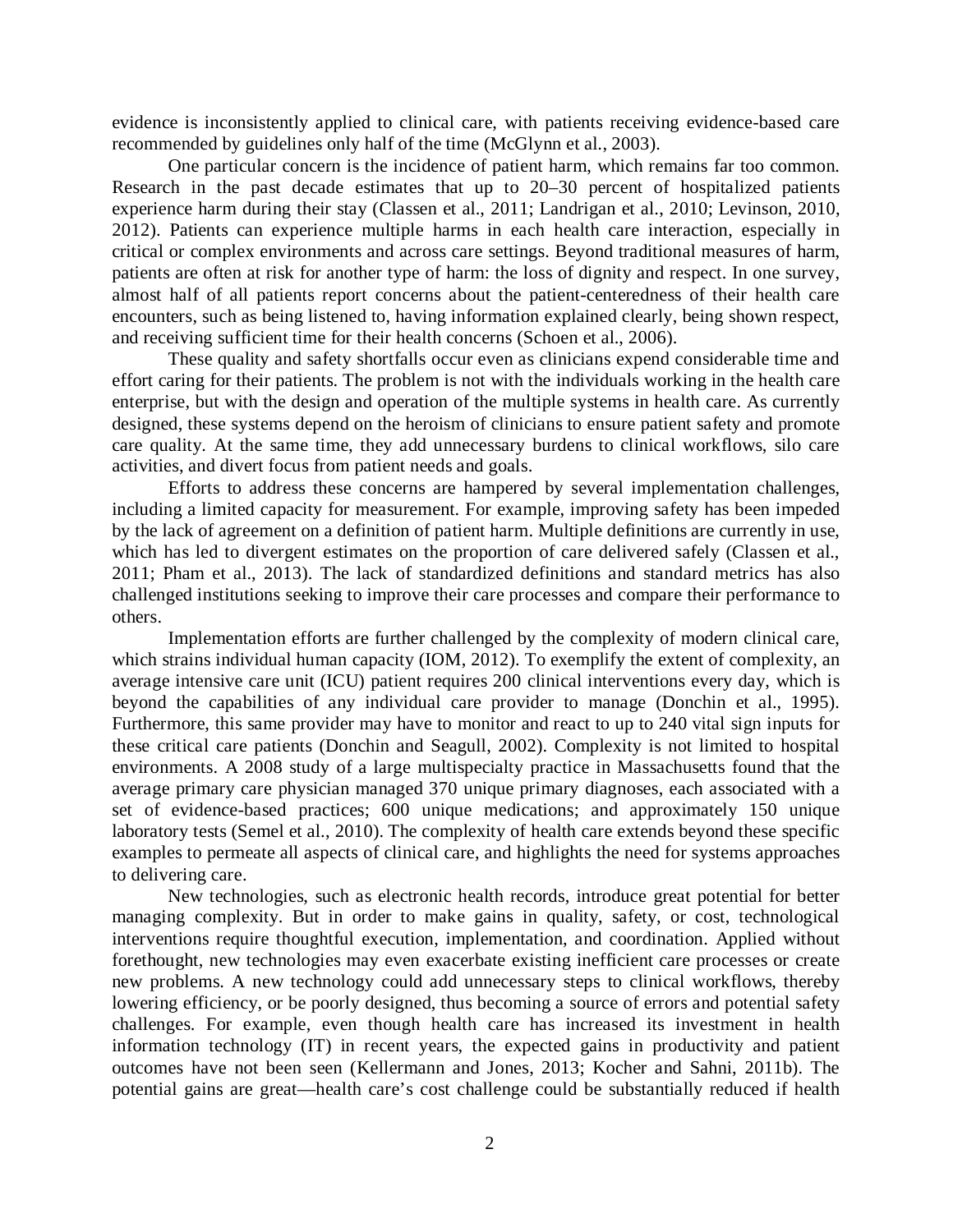evidence is inconsistently applied to clinical care, with patients receiving evidence-based care recommended by guidelines only half of the time (McGlynn et al., 2003).

One particular concern is the incidence of patient harm, which remains far too common. Research in the past decade estimates that up to 20–30 percent of hospitalized patients experience harm during their stay (Classen et al., 2011; Landrigan et al., 2010; Levinson, 2010, 2012). Patients can experience multiple harms in each health care interaction, especially in critical or complex environments and across care settings. Beyond traditional measures of harm, patients are often at risk for another type of harm: the loss of dignity and respect. In one survey, almost half of all patients report concerns about the patient-centeredness of their health care encounters, such as being listened to, having information explained clearly, being shown respect, and receiving sufficient time for their health concerns (Schoen et al., 2006).

These quality and safety shortfalls occur even as clinicians expend considerable time and effort caring for their patients. The problem is not with the individuals working in the health care enterprise, but with the design and operation of the multiple systems in health care. As currently designed, these systems depend on the heroism of clinicians to ensure patient safety and promote care quality. At the same time, they add unnecessary burdens to clinical workflows, silo care activities, and divert focus from patient needs and goals.

Efforts to address these concerns are hampered by several implementation challenges, including a limited capacity for measurement. For example, improving safety has been impeded by the lack of agreement on a definition of patient harm. Multiple definitions are currently in use, which has led to divergent estimates on the proportion of care delivered safely (Classen et al., 2011; Pham et al., 2013). The lack of standardized definitions and standard metrics has also challenged institutions seeking to improve their care processes and compare their performance to others.

Implementation efforts are further challenged by the complexity of modern clinical care, which strains individual human capacity (IOM, 2012). To exemplify the extent of complexity, an average intensive care unit (ICU) patient requires 200 clinical interventions every day, which is beyond the capabilities of any individual care provider to manage (Donchin et al., 1995). Furthermore, this same provider may have to monitor and react to up to 240 vital sign inputs for these critical care patients (Donchin and Seagull, 2002). Complexity is not limited to hospital environments. A 2008 study of a large multispecialty practice in Massachusetts found that the average primary care physician managed 370 unique primary diagnoses, each associated with a set of evidence-based practices; 600 unique medications; and approximately 150 unique laboratory tests (Semel et al., 2010). The complexity of health care extends beyond these specific examples to permeate all aspects of clinical care, and highlights the need for systems approaches to delivering care.

New technologies, such as electronic health records, introduce great potential for better managing complexity. But in order to make gains in quality, safety, or cost, technological interventions require thoughtful execution, implementation, and coordination. Applied without forethought, new technologies may even exacerbate existing inefficient care processes or create new problems. A new technology could add unnecessary steps to clinical workflows, thereby lowering efficiency, or be poorly designed, thus becoming a source of errors and potential safety challenges. For example, even though health care has increased its investment in health information technology (IT) in recent years, the expected gains in productivity and patient outcomes have not been seen (Kellermann and Jones, 2013; Kocher and Sahni, 2011b). The potential gains are great—health care's cost challenge could be substantially reduced if health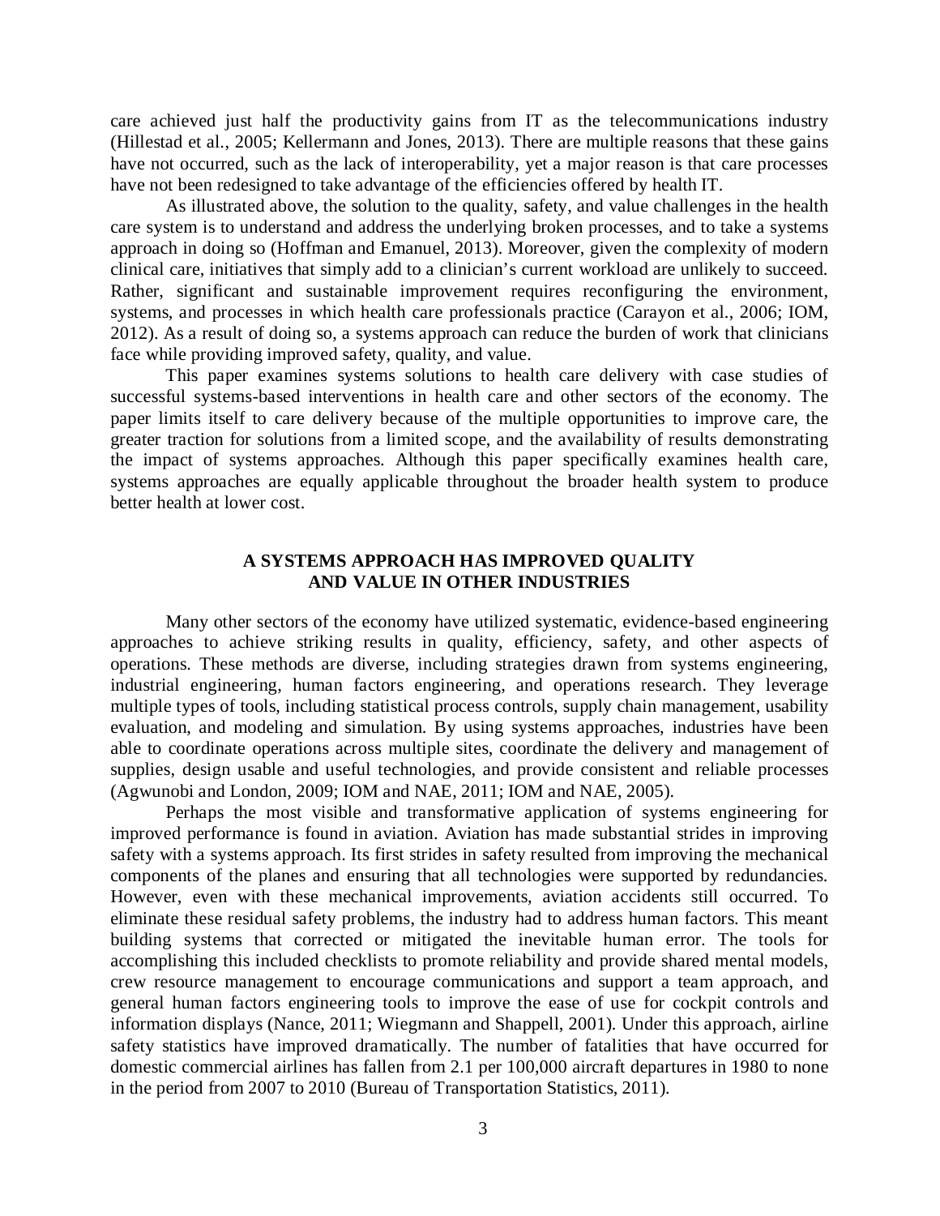care achieved just half the productivity gains from IT as the telecommunications industry (Hillestad et al., 2005; Kellermann and Jones, 2013). There are multiple reasons that these gains have not occurred, such as the lack of interoperability, yet a major reason is that care processes have not been redesigned to take advantage of the efficiencies offered by health IT.

As illustrated above, the solution to the quality, safety, and value challenges in the health care system is to understand and address the underlying broken processes, and to take a systems approach in doing so (Hoffman and Emanuel, 2013). Moreover, given the complexity of modern clinical care, initiatives that simply add to a clinician's current workload are unlikely to succeed. Rather, significant and sustainable improvement requires reconfiguring the environment, systems, and processes in which health care professionals practice (Carayon et al., 2006; IOM, 2012). As a result of doing so, a systems approach can reduce the burden of work that clinicians face while providing improved safety, quality, and value.

This paper examines systems solutions to health care delivery with case studies of successful systems-based interventions in health care and other sectors of the economy. The paper limits itself to care delivery because of the multiple opportunities to improve care, the greater traction for solutions from a limited scope, and the availability of results demonstrating the impact of systems approaches. Although this paper specifically examines health care, systems approaches are equally applicable throughout the broader health system to produce better health at lower cost.

## A SYSTEMS APPROACH HAS IMPROVED QUALITY AND VALUE IN OTHER INDUSTRIES

Many other sectors of the economy have utilized systematic, evidence-based engineering approaches to achieve striking results in quality, efficiency, safety, and other aspects of operations. These methods are diverse, including strategies drawn from systems engineering, industrial engineering, human factors engineering, and operations research. They leverage multiple types of tools, including statistical process controls, supply chain management, usability evaluation, and modeling and simulation. By using systems approaches, industries have been able to coordinate operations across multiple sites, coordinate the delivery and management of supplies, design usable and useful technologies, and provide consistent and reliable processes (Agwunobi and London, 2009; IOM and NAE, 2011; IOM and NAE, 2005).

Perhaps the most visible and transformative application of systems engineering for improved performance is found in aviation. Aviation has made substantial strides in improving safety with a systems approach. Its first strides in safety resulted from improving the mechanical components of the planes and ensuring that all technologies were supported by redundancies. However, even with these mechanical improvements, aviation accidents still occurred. To eliminate these residual safety problems, the industry had to address human factors. This meant building systems that corrected or mitigated the inevitable human error. The tools for accomplishing this included checklists to promote reliability and provide shared mental models, crew resource management to encourage communications and support a team approach, and general human factors engineering tools to improve the ease of use for cockpit controls and information displays (Nance, 2011; Wiegmann and Shappell, 2001). Under this approach, airline safety statistics have improved dramatically. The number of fatalities that have occurred for domestic commercial airlines has fallen from 2.1 per 100,000 aircraft departures in 1980 to none in the period from 2007 to 2010 (Bureau of Transportation Statistics, 2011).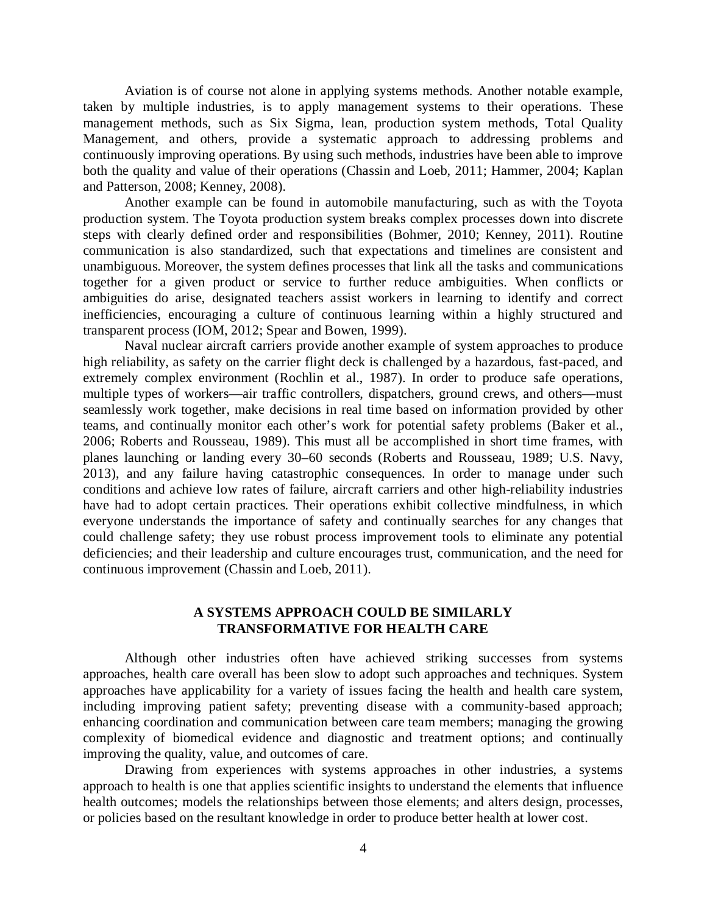Aviation is of course not alone in applying systems methods. Another notable example, taken by multiple industries, is to apply management systems to their operations. These management methods, such as Six Sigma, lean, production system methods, Total Quality Management, and others, provide a systematic approach to addressing problems and continuously improving operations. By using such methods, industries have been able to improve both the quality and value of their operations (Chassin and Loeb, 2011; Hammer, 2004; Kaplan and Patterson, 2008; Kenney, 2008).

Another example can be found in automobile manufacturing, such as with the Toyota production system. The Toyota production system breaks complex processes down into discrete steps with clearly defined order and responsibilities (Bohmer, 2010; Kenney, 2011). Routine communication is also standardized, such that expectations and timelines are consistent and unambiguous. Moreover, the system defines processes that link all the tasks and communications together for a given product or service to further reduce ambiguities. When conflicts or ambiguities do arise, designated teachers assist workers in learning to identify and correct inefficiencies, encouraging a culture of continuous learning within a highly structured and transparent process (IOM, 2012; Spear and Bowen, 1999).

Naval nuclear aircraft carriers provide another example of system approaches to produce high reliability, as safety on the carrier flight deck is challenged by a hazardous, fast-paced, and extremely complex environment (Rochlin et al., 1987). In order to produce safe operations, multiple types of workers—air traffic controllers, dispatchers, ground crews, and others—must seamlessly work together, make decisions in real time based on information provided by other teams, and continually monitor each other's work for potential safety problems (Baker et al., 2006; Roberts and Rousseau, 1989). This must all be accomplished in short time frames, with planes launching or landing every 30–60 seconds (Roberts and Rousseau, 1989; U.S. Navy, 2013), and any failure having catastrophic consequences. In order to manage under such conditions and achieve low rates of failure, aircraft carriers and other high-reliability industries have had to adopt certain practices. Their operations exhibit collective mindfulness, in which everyone understands the importance of safety and continually searches for any changes that could challenge safety; they use robust process improvement tools to eliminate any potential deficiencies; and their leadership and culture encourages trust, communication, and the need for continuous improvement (Chassin and Loeb, 2011).

## A SYSTEMS APPROACH COULD BE SIMILARLY TRANSFORMATIVE FOR HEALTH CARE

Although other industries often have achieved striking successes from systems approaches, health care overall has been slow to adopt such approaches and techniques. System approaches have applicability for a variety of issues facing the health and health care system, including improving patient safety; preventing disease with a community-based approach; enhancing coordination and communication between care team members; managing the growing complexity of biomedical evidence and diagnostic and treatment options; and continually improving the quality, value, and outcomes of care.

Drawing from experiences with systems approaches in other industries, a systems approach to health is one that applies scientific insights to understand the elements that influence health outcomes; models the relationships between those elements; and alters design, processes, or policies based on the resultant knowledge in order to produce better health at lower cost.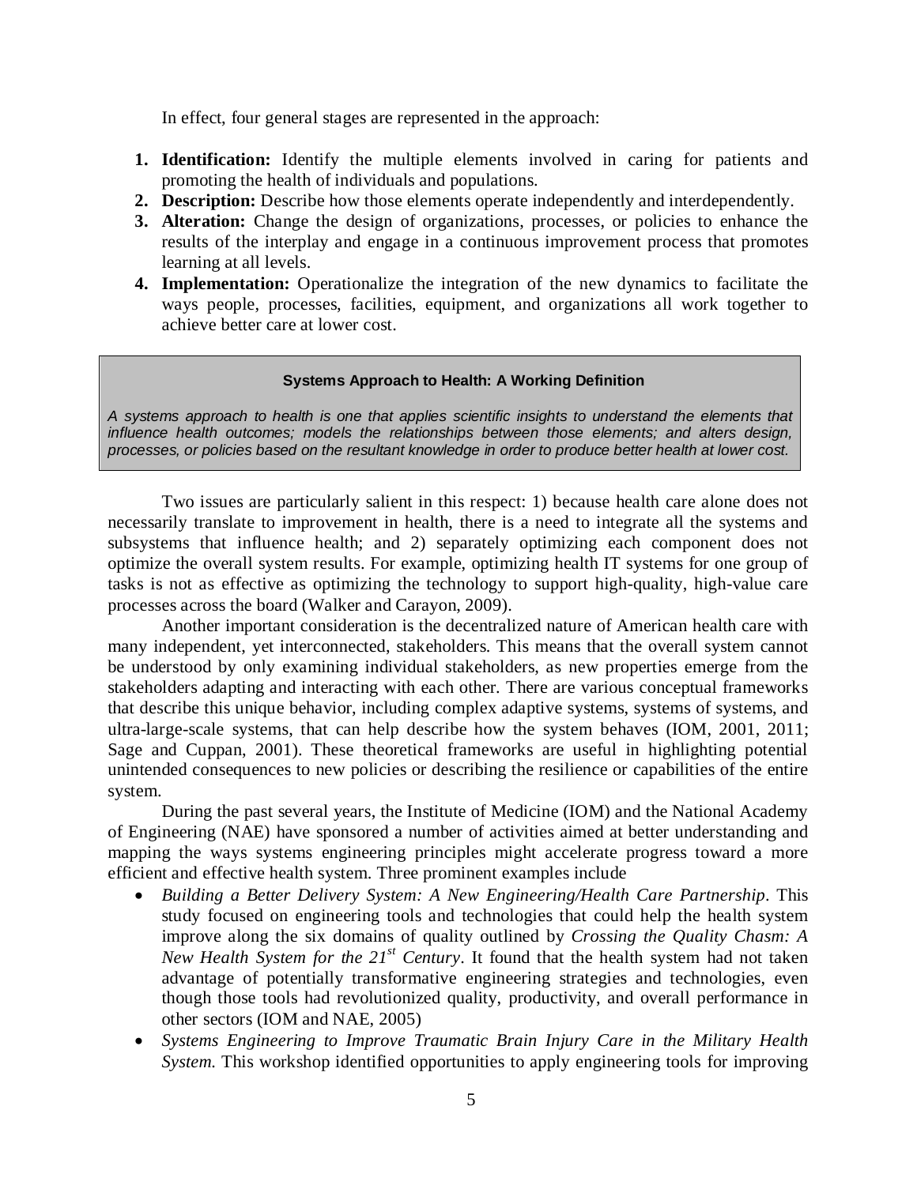In effect, four general stages are represented in the approach:

1. **Identification:** Identify the multiple elements involved in caring for patients and promoting the health of individuals and populations.
2. **Description:** Describe how those elements operate independently and interdependently.
3. **Alteration:** Change the design of organizations, processes, or policies to enhance the results of the interplay and engage in a continuous improvement process that promotes learning at all levels.
4. **Implementation:** Operationalize the integration of the new dynamics to facilitate the ways people, processes, facilities, equipment, and organizations all work together to achieve better care at lower cost.

> **Systems Approach to Health: A Working Definition**
>
> *A systems approach to health is one that applies scientific insights to understand the elements that influence health outcomes; models the relationships between those elements; and alters design, processes, or policies based on the resultant knowledge in order to produce better health at lower cost.*

Two issues are particularly salient in this respect: 1) because health care alone does not necessarily translate to improvement in health, there is a need to integrate all the systems and subsystems that influence health; and 2) separately optimizing each component does not optimize the overall system results. For example, optimizing health IT systems for one group of tasks is not as effective as optimizing the technology to support high-quality, high-value care processes across the board (Walker and Carayon, 2009).

Another important consideration is the decentralized nature of American health care with many independent, yet interconnected, stakeholders. This means that the overall system cannot be understood by only examining individual stakeholders, as new properties emerge from the stakeholders adapting and interacting with each other. There are various conceptual frameworks that describe this unique behavior, including complex adaptive systems, systems of systems, and ultra-large-scale systems, that can help describe how the system behaves (IOM, 2001, 2011; Sage and Cuppan, 2001). These theoretical frameworks are useful in highlighting potential unintended consequences to new policies or describing the resilience or capabilities of the entire system.

During the past several years, the Institute of Medicine (IOM) and the National Academy of Engineering (NAE) have sponsored a number of activities aimed at better understanding and mapping the ways systems engineering principles might accelerate progress toward a more efficient and effective health system. Three prominent examples include

- *Building a Better Delivery System: A New Engineering/Health Care Partnership*. This study focused on engineering tools and technologies that could help the health system improve along the six domains of quality outlined by *Crossing the Quality Chasm: A New Health System for the 21st Century*. It found that the health system had not taken advantage of potentially transformative engineering strategies and technologies, even though those tools had revolutionized quality, productivity, and overall performance in other sectors (IOM and NAE, 2005)
- *Systems Engineering to Improve Traumatic Brain Injury Care in the Military Health System.* This workshop identified opportunities to apply engineering tools for improving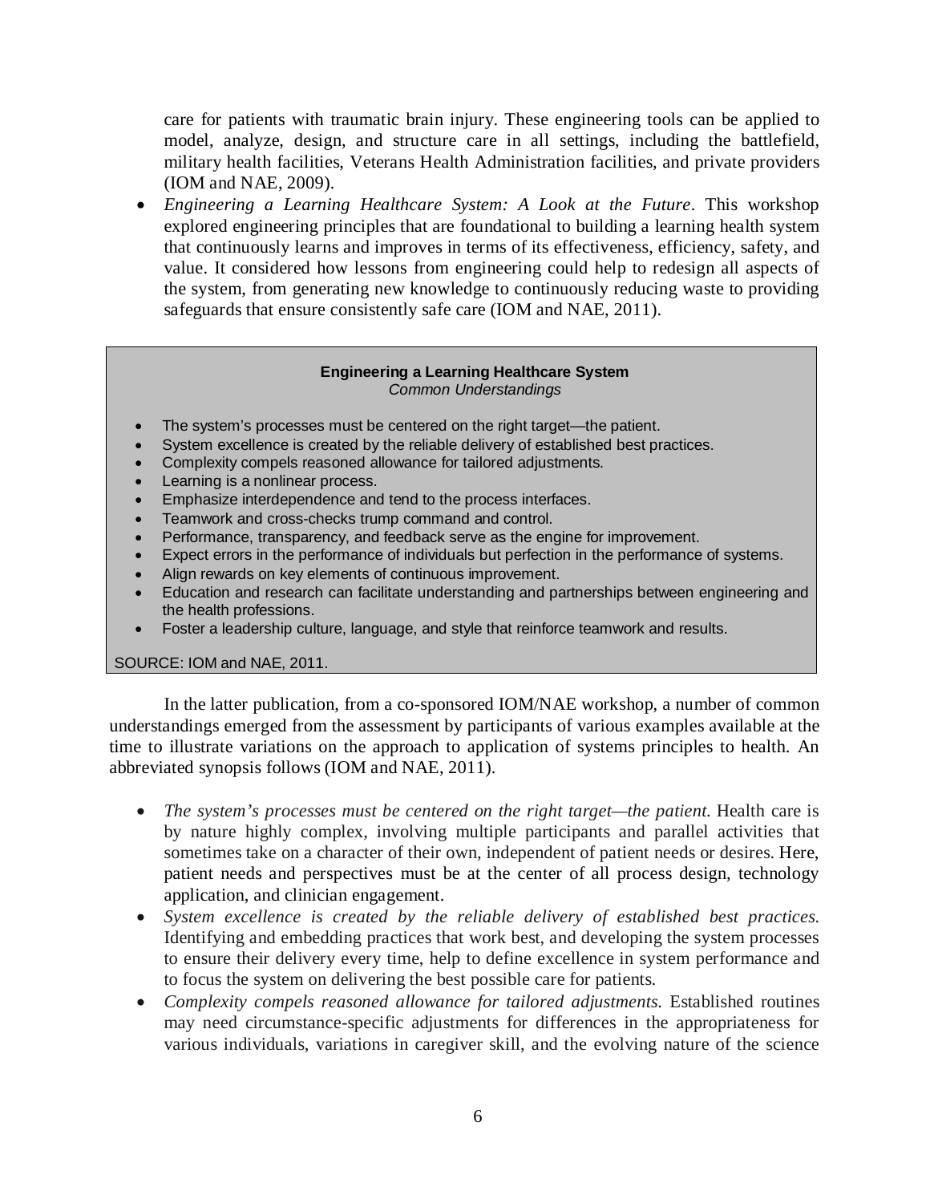care for patients with traumatic brain injury. These engineering tools can be applied to model, analyze, design, and structure care in all settings, including the battlefield, military health facilities, Veterans Health Administration facilities, and private providers (IOM and NAE, 2009).

- *Engineering a Learning Healthcare System: A Look at the Future*. This workshop explored engineering principles that are foundational to building a learning health system that continuously learns and improves in terms of its effectiveness, efficiency, safety, and value. It considered how lessons from engineering could help to redesign all aspects of the system, from generating new knowledge to continuously reducing waste to providing safeguards that ensure consistently safe care (IOM and NAE, 2011).

> **Engineering a Learning Healthcare System**
> *Common Understandings*
>
> - The system's processes must be centered on the right target—the patient.
> - System excellence is created by the reliable delivery of established best practices.
> - Complexity compels reasoned allowance for tailored adjustments.
> - Learning is a nonlinear process.
> - Emphasize interdependence and tend to the process interfaces.
> - Teamwork and cross-checks trump command and control.
> - Performance, transparency, and feedback serve as the engine for improvement.
> - Expect errors in the performance of individuals but perfection in the performance of systems.
> - Align rewards on key elements of continuous improvement.
> - Education and research can facilitate understanding and partnerships between engineering and the health professions.
> - Foster a leadership culture, language, and style that reinforce teamwork and results.
>
> SOURCE: IOM and NAE, 2011.

In the latter publication, from a co-sponsored IOM/NAE workshop, a number of common understandings emerged from the assessment by participants of various examples available at the time to illustrate variations on the approach to application of systems principles to health. An abbreviated synopsis follows (IOM and NAE, 2011).

- *The system's processes must be centered on the right target—the patient.* Health care is by nature highly complex, involving multiple participants and parallel activities that sometimes take on a character of their own, independent of patient needs or desires. Here, patient needs and perspectives must be at the center of all process design, technology application, and clinician engagement.
- *System excellence is created by the reliable delivery of established best practices.* Identifying and embedding practices that work best, and developing the system processes to ensure their delivery every time, help to define excellence in system performance and to focus the system on delivering the best possible care for patients.
- *Complexity compels reasoned allowance for tailored adjustments.* Established routines may need circumstance-specific adjustments for differences in the appropriateness for various individuals, variations in caregiver skill, and the evolving nature of the science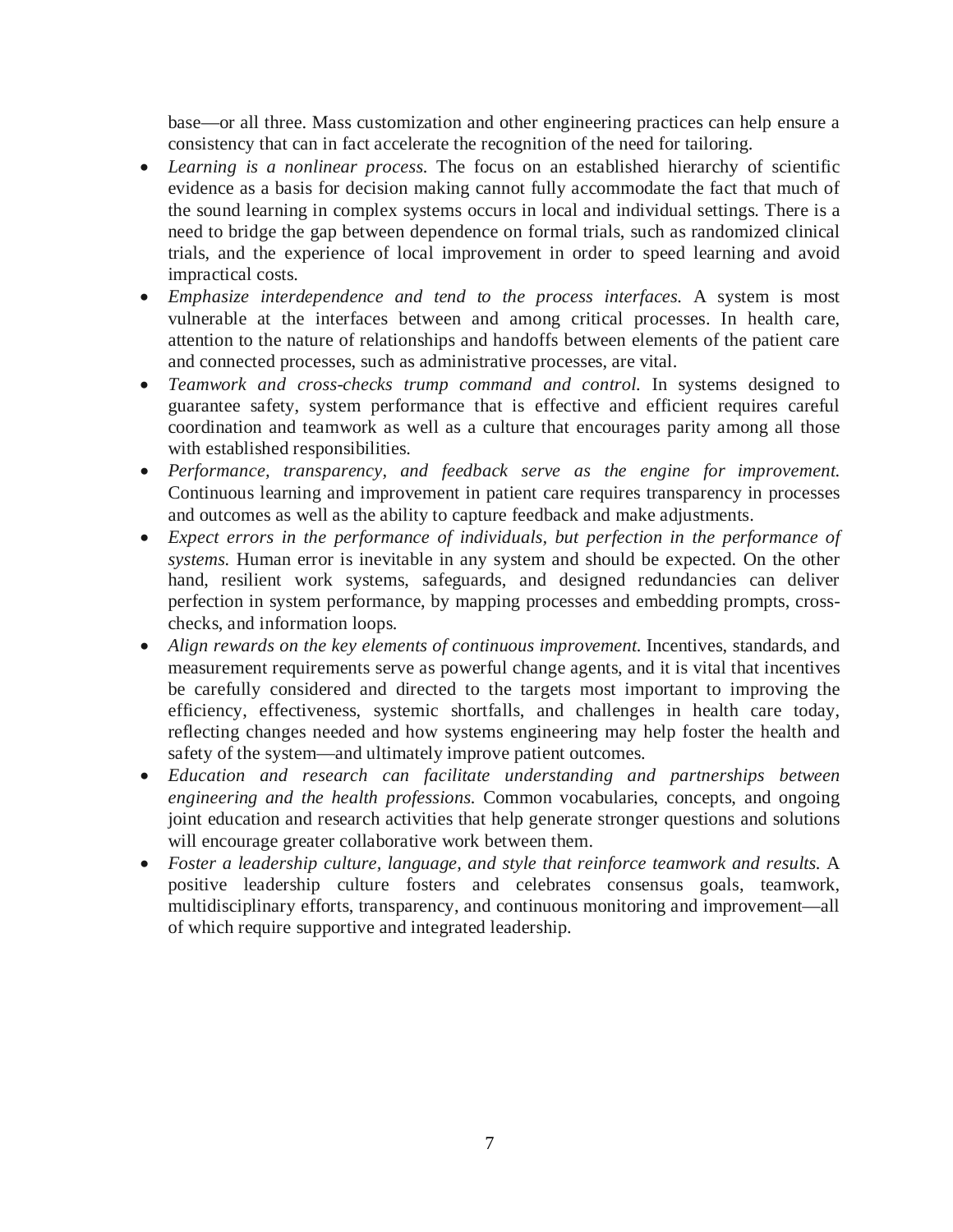base—or all three. Mass customization and other engineering practices can help ensure a consistency that can in fact accelerate the recognition of the need for tailoring.

- *Learning is a nonlinear process.* The focus on an established hierarchy of scientific evidence as a basis for decision making cannot fully accommodate the fact that much of the sound learning in complex systems occurs in local and individual settings. There is a need to bridge the gap between dependence on formal trials, such as randomized clinical trials, and the experience of local improvement in order to speed learning and avoid impractical costs.
- *Emphasize interdependence and tend to the process interfaces.* A system is most vulnerable at the interfaces between and among critical processes. In health care, attention to the nature of relationships and handoffs between elements of the patient care and connected processes, such as administrative processes, are vital.
- *Teamwork and cross-checks trump command and control.* In systems designed to guarantee safety, system performance that is effective and efficient requires careful coordination and teamwork as well as a culture that encourages parity among all those with established responsibilities.
- *Performance, transparency, and feedback serve as the engine for improvement.* Continuous learning and improvement in patient care requires transparency in processes and outcomes as well as the ability to capture feedback and make adjustments.
- *Expect errors in the performance of individuals, but perfection in the performance of systems.* Human error is inevitable in any system and should be expected. On the other hand, resilient work systems, safeguards, and designed redundancies can deliver perfection in system performance, by mapping processes and embedding prompts, cross-checks, and information loops.
- *Align rewards on the key elements of continuous improvement.* Incentives, standards, and measurement requirements serve as powerful change agents, and it is vital that incentives be carefully considered and directed to the targets most important to improving the efficiency, effectiveness, systemic shortfalls, and challenges in health care today, reflecting changes needed and how systems engineering may help foster the health and safety of the system—and ultimately improve patient outcomes.
- *Education and research can facilitate understanding and partnerships between engineering and the health professions.* Common vocabularies, concepts, and ongoing joint education and research activities that help generate stronger questions and solutions will encourage greater collaborative work between them.
- *Foster a leadership culture, language, and style that reinforce teamwork and results.* A positive leadership culture fosters and celebrates consensus goals, teamwork, multidisciplinary efforts, transparency, and continuous monitoring and improvement—all of which require supportive and integrated leadership.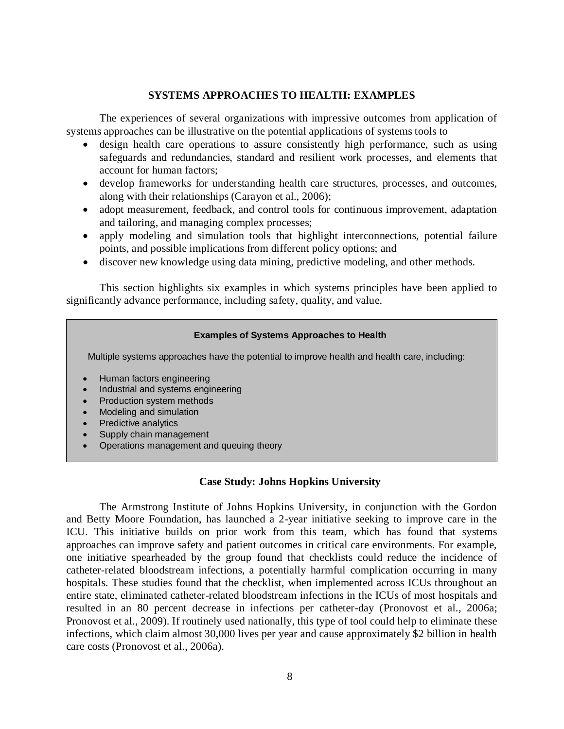## SYSTEMS APPROACHES TO HEALTH: EXAMPLES

The experiences of several organizations with impressive outcomes from application of systems approaches can be illustrative on the potential applications of systems tools to

- design health care operations to assure consistently high performance, such as using safeguards and redundancies, standard and resilient work processes, and elements that account for human factors;
- develop frameworks for understanding health care structures, processes, and outcomes, along with their relationships (Carayon et al., 2006);
- adopt measurement, feedback, and control tools for continuous improvement, adaptation and tailoring, and managing complex processes;
- apply modeling and simulation tools that highlight interconnections, potential failure points, and possible implications from different policy options; and
- discover new knowledge using data mining, predictive modeling, and other methods.

This section highlights six examples in which systems principles have been applied to significantly advance performance, including safety, quality, and value.

> **Examples of Systems Approaches to Health**
>
> Multiple systems approaches have the potential to improve health and health care, including:
>
> - Human factors engineering
> - Industrial and systems engineering
> - Production system methods
> - Modeling and simulation
> - Predictive analytics
> - Supply chain management
> - Operations management and queuing theory

### Case Study: Johns Hopkins University

The Armstrong Institute of Johns Hopkins University, in conjunction with the Gordon and Betty Moore Foundation, has launched a 2-year initiative seeking to improve care in the ICU. This initiative builds on prior work from this team, which has found that systems approaches can improve safety and patient outcomes in critical care environments. For example, one initiative spearheaded by the group found that checklists could reduce the incidence of catheter-related bloodstream infections, a potentially harmful complication occurring in many hospitals. These studies found that the checklist, when implemented across ICUs throughout an entire state, eliminated catheter-related bloodstream infections in the ICUs of most hospitals and resulted in an 80 percent decrease in infections per catheter-day (Pronovost et al., 2006a; Pronovost et al., 2009). If routinely used nationally, this type of tool could help to eliminate these infections, which claim almost 30,000 lives per year and cause approximately $2 billion in health care costs (Pronovost et al., 2006a).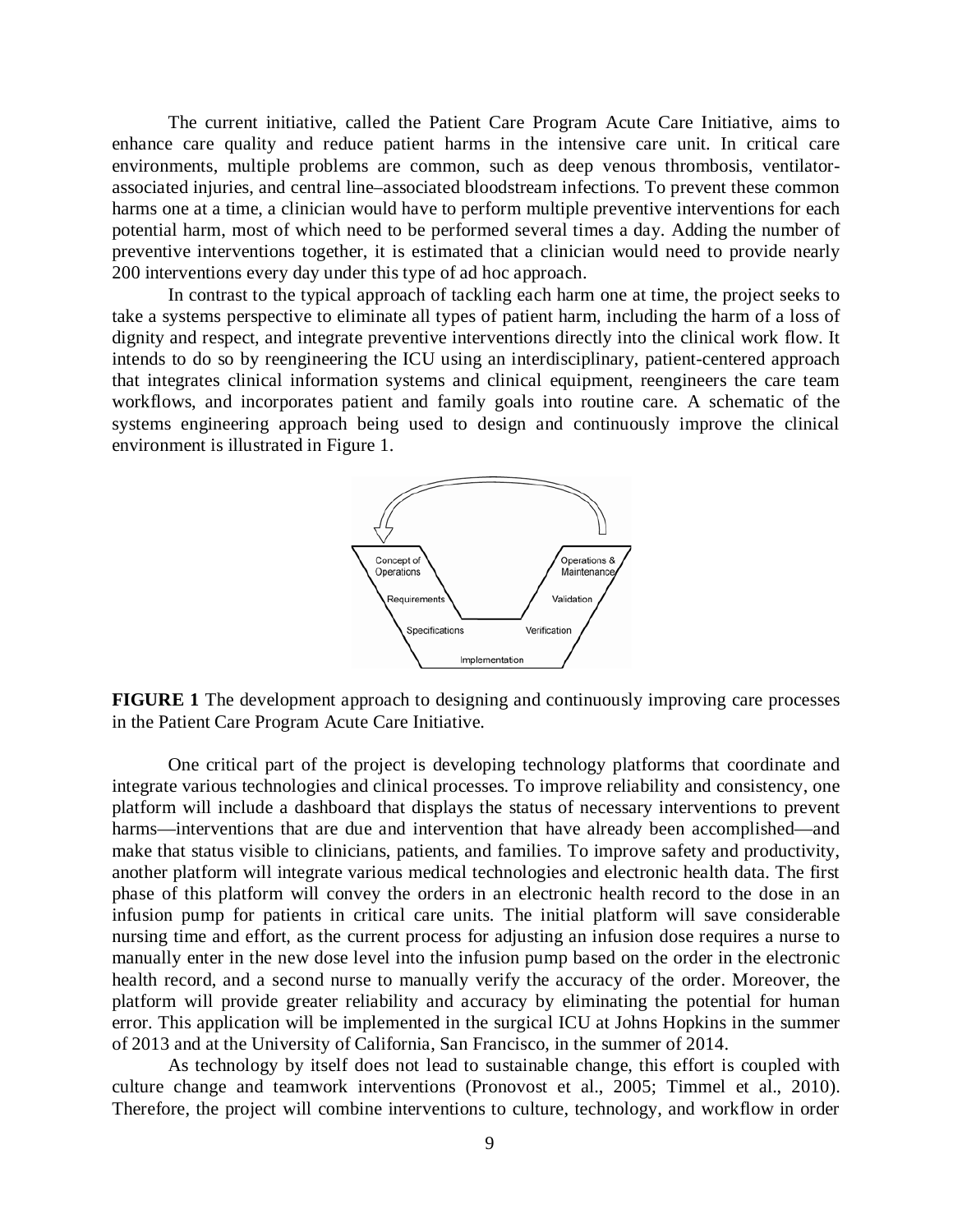The current initiative, called the Patient Care Program Acute Care Initiative, aims to enhance care quality and reduce patient harms in the intensive care unit. In critical care environments, multiple problems are common, such as deep venous thrombosis, ventilator-associated injuries, and central line–associated bloodstream infections. To prevent these common harms one at a time, a clinician would have to perform multiple preventive interventions for each potential harm, most of which need to be performed several times a day. Adding the number of preventive interventions together, it is estimated that a clinician would need to provide nearly 200 interventions every day under this type of ad hoc approach.

In contrast to the typical approach of tackling each harm one at time, the project seeks to take a systems perspective to eliminate all types of patient harm, including the harm of a loss of dignity and respect, and integrate preventive interventions directly into the clinical work flow. It intends to do so by reengineering the ICU using an interdisciplinary, patient-centered approach that integrates clinical information systems and clinical equipment, reengineers the care team workflows, and incorporates patient and family goals into routine care. A schematic of the systems engineering approach being used to design and continuously improve the clinical environment is illustrated in Figure 1.

**FIGURE 1** The development approach to designing and continuously improving care processes in the Patient Care Program Acute Care Initiative.

One critical part of the project is developing technology platforms that coordinate and integrate various technologies and clinical processes. To improve reliability and consistency, one platform will include a dashboard that displays the status of necessary interventions to prevent harms—interventions that are due and intervention that have already been accomplished—and make that status visible to clinicians, patients, and families. To improve safety and productivity, another platform will integrate various medical technologies and electronic health data. The first phase of this platform will convey the orders in an electronic health record to the dose in an infusion pump for patients in critical care units. The initial platform will save considerable nursing time and effort, as the current process for adjusting an infusion dose requires a nurse to manually enter in the new dose level into the infusion pump based on the order in the electronic health record, and a second nurse to manually verify the accuracy of the order. Moreover, the platform will provide greater reliability and accuracy by eliminating the potential for human error. This application will be implemented in the surgical ICU at Johns Hopkins in the summer of 2013 and at the University of California, San Francisco, in the summer of 2014.

As technology by itself does not lead to sustainable change, this effort is coupled with culture change and teamwork interventions (Pronovost et al., 2005; Timmel et al., 2010). Therefore, the project will combine interventions to culture, technology, and workflow in order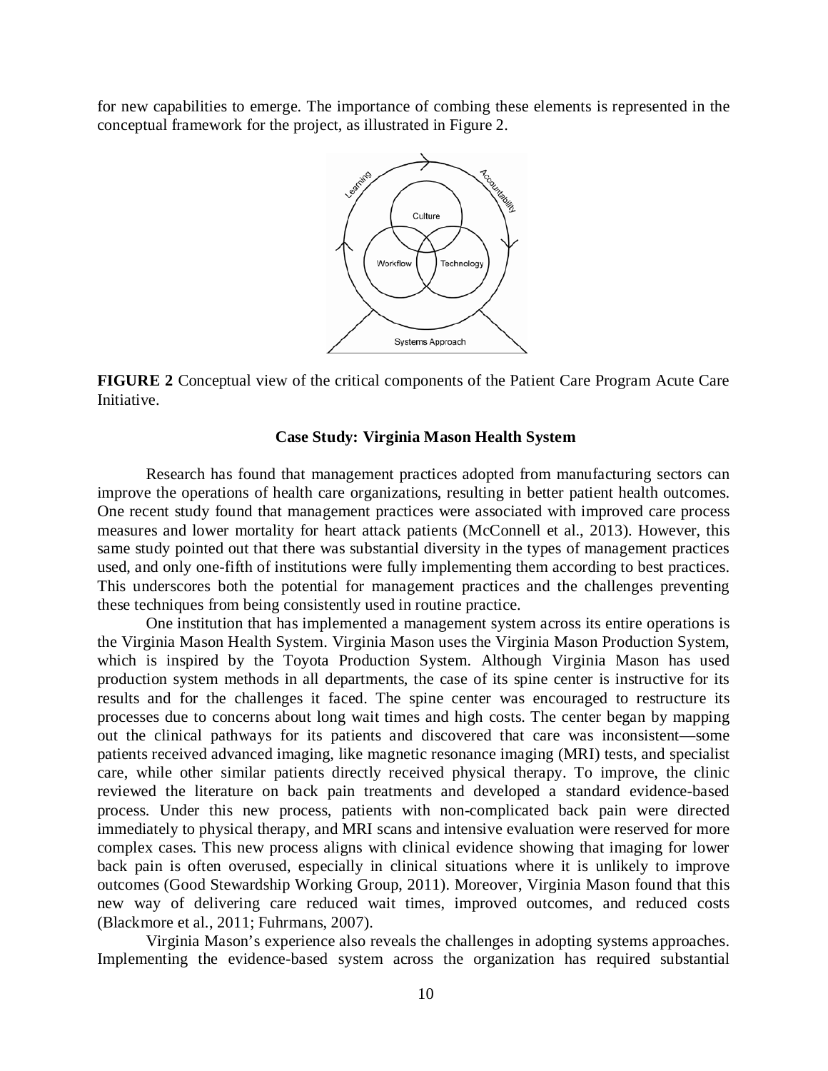for new capabilities to emerge. The importance of combing these elements is represented in the conceptual framework for the project, as illustrated in Figure 2.

**FIGURE 2** Conceptual view of the critical components of the Patient Care Program Acute Care Initiative.

### Case Study: Virginia Mason Health System

Research has found that management practices adopted from manufacturing sectors can improve the operations of health care organizations, resulting in better patient health outcomes. One recent study found that management practices were associated with improved care process measures and lower mortality for heart attack patients (McConnell et al., 2013). However, this same study pointed out that there was substantial diversity in the types of management practices used, and only one-fifth of institutions were fully implementing them according to best practices. This underscores both the potential for management practices and the challenges preventing these techniques from being consistently used in routine practice.

One institution that has implemented a management system across its entire operations is the Virginia Mason Health System. Virginia Mason uses the Virginia Mason Production System, which is inspired by the Toyota Production System. Although Virginia Mason has used production system methods in all departments, the case of its spine center is instructive for its results and for the challenges it faced. The spine center was encouraged to restructure its processes due to concerns about long wait times and high costs. The center began by mapping out the clinical pathways for its patients and discovered that care was inconsistent—some patients received advanced imaging, like magnetic resonance imaging (MRI) tests, and specialist care, while other similar patients directly received physical therapy. To improve, the clinic reviewed the literature on back pain treatments and developed a standard evidence-based process. Under this new process, patients with non-complicated back pain were directed immediately to physical therapy, and MRI scans and intensive evaluation were reserved for more complex cases. This new process aligns with clinical evidence showing that imaging for lower back pain is often overused, especially in clinical situations where it is unlikely to improve outcomes (Good Stewardship Working Group, 2011). Moreover, Virginia Mason found that this new way of delivering care reduced wait times, improved outcomes, and reduced costs (Blackmore et al., 2011; Fuhrmans, 2007).

Virginia Mason's experience also reveals the challenges in adopting systems approaches. Implementing the evidence-based system across the organization has required substantial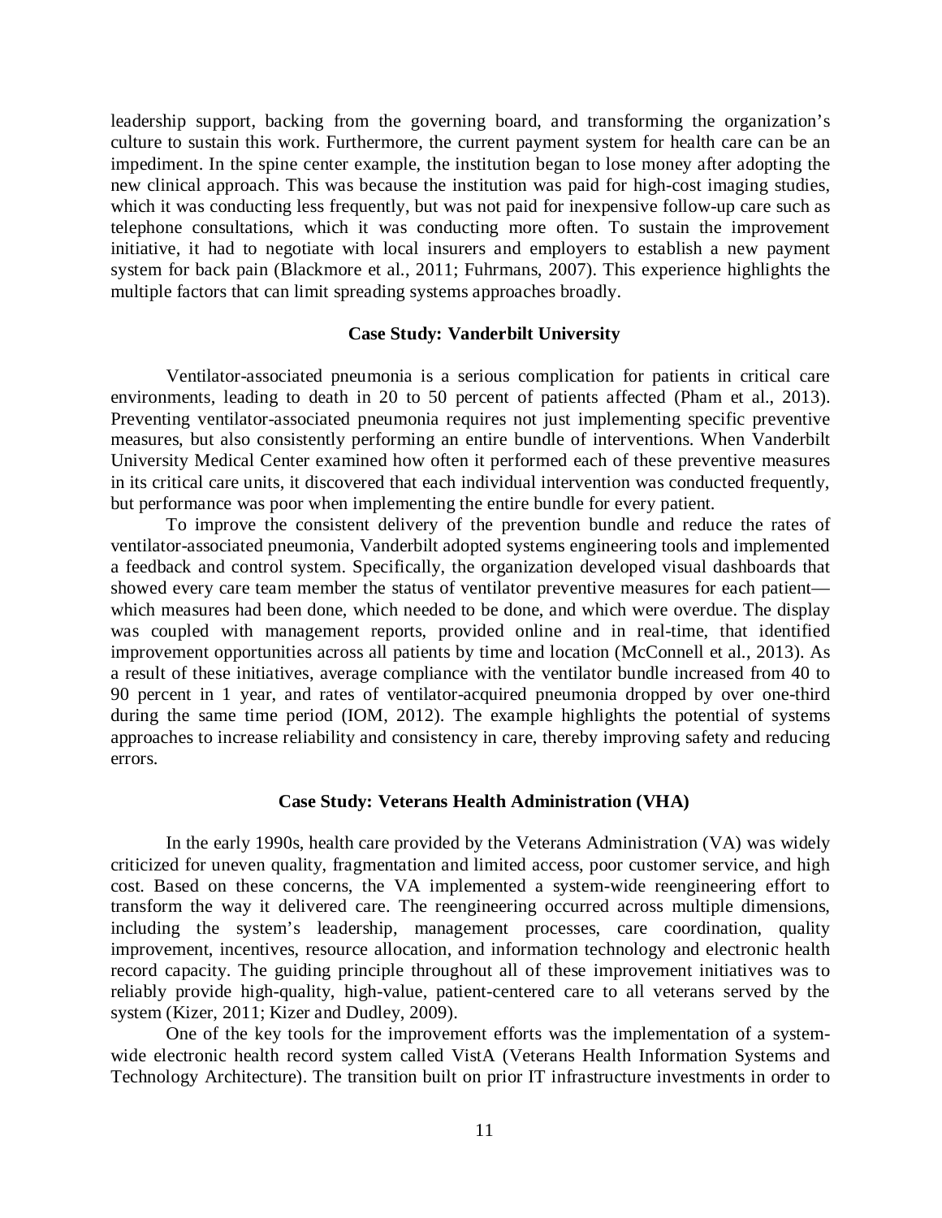leadership support, backing from the governing board, and transforming the organization's culture to sustain this work. Furthermore, the current payment system for health care can be an impediment. In the spine center example, the institution began to lose money after adopting the new clinical approach. This was because the institution was paid for high-cost imaging studies, which it was conducting less frequently, but was not paid for inexpensive follow-up care such as telephone consultations, which it was conducting more often. To sustain the improvement initiative, it had to negotiate with local insurers and employers to establish a new payment system for back pain (Blackmore et al., 2011; Fuhrmans, 2007). This experience highlights the multiple factors that can limit spreading systems approaches broadly.

### Case Study: Vanderbilt University

Ventilator-associated pneumonia is a serious complication for patients in critical care environments, leading to death in 20 to 50 percent of patients affected (Pham et al., 2013). Preventing ventilator-associated pneumonia requires not just implementing specific preventive measures, but also consistently performing an entire bundle of interventions. When Vanderbilt University Medical Center examined how often it performed each of these preventive measures in its critical care units, it discovered that each individual intervention was conducted frequently, but performance was poor when implementing the entire bundle for every patient.

To improve the consistent delivery of the prevention bundle and reduce the rates of ventilator-associated pneumonia, Vanderbilt adopted systems engineering tools and implemented a feedback and control system. Specifically, the organization developed visual dashboards that showed every care team member the status of ventilator preventive measures for each patient—which measures had been done, which needed to be done, and which were overdue. The display was coupled with management reports, provided online and in real-time, that identified improvement opportunities across all patients by time and location (McConnell et al., 2013). As a result of these initiatives, average compliance with the ventilator bundle increased from 40 to 90 percent in 1 year, and rates of ventilator-acquired pneumonia dropped by over one-third during the same time period (IOM, 2012). The example highlights the potential of systems approaches to increase reliability and consistency in care, thereby improving safety and reducing errors.

### Case Study: Veterans Health Administration (VHA)

In the early 1990s, health care provided by the Veterans Administration (VA) was widely criticized for uneven quality, fragmentation and limited access, poor customer service, and high cost. Based on these concerns, the VA implemented a system-wide reengineering effort to transform the way it delivered care. The reengineering occurred across multiple dimensions, including the system's leadership, management processes, care coordination, quality improvement, incentives, resource allocation, and information technology and electronic health record capacity. The guiding principle throughout all of these improvement initiatives was to reliably provide high-quality, high-value, patient-centered care to all veterans served by the system (Kizer, 2011; Kizer and Dudley, 2009).

One of the key tools for the improvement efforts was the implementation of a system-wide electronic health record system called VistA (Veterans Health Information Systems and Technology Architecture). The transition built on prior IT infrastructure investments in order to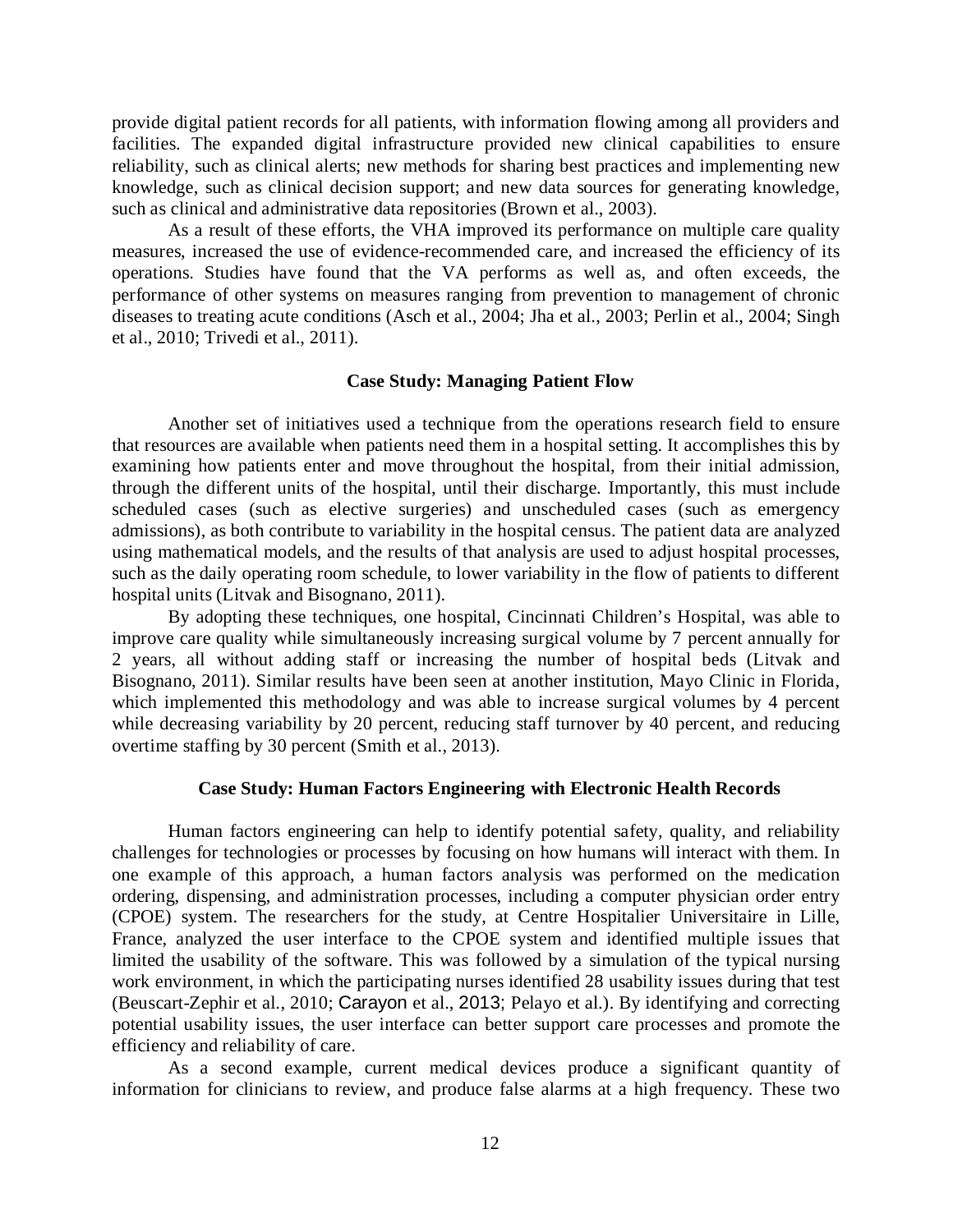provide digital patient records for all patients, with information flowing among all providers and facilities. The expanded digital infrastructure provided new clinical capabilities to ensure reliability, such as clinical alerts; new methods for sharing best practices and implementing new knowledge, such as clinical decision support; and new data sources for generating knowledge, such as clinical and administrative data repositories (Brown et al., 2003).

As a result of these efforts, the VHA improved its performance on multiple care quality measures, increased the use of evidence-recommended care, and increased the efficiency of its operations. Studies have found that the VA performs as well as, and often exceeds, the performance of other systems on measures ranging from prevention to management of chronic diseases to treating acute conditions (Asch et al., 2004; Jha et al., 2003; Perlin et al., 2004; Singh et al., 2010; Trivedi et al., 2011).

### Case Study: Managing Patient Flow

Another set of initiatives used a technique from the operations research field to ensure that resources are available when patients need them in a hospital setting. It accomplishes this by examining how patients enter and move throughout the hospital, from their initial admission, through the different units of the hospital, until their discharge. Importantly, this must include scheduled cases (such as elective surgeries) and unscheduled cases (such as emergency admissions), as both contribute to variability in the hospital census. The patient data are analyzed using mathematical models, and the results of that analysis are used to adjust hospital processes, such as the daily operating room schedule, to lower variability in the flow of patients to different hospital units (Litvak and Bisognano, 2011).

By adopting these techniques, one hospital, Cincinnati Children's Hospital, was able to improve care quality while simultaneously increasing surgical volume by 7 percent annually for 2 years, all without adding staff or increasing the number of hospital beds (Litvak and Bisognano, 2011). Similar results have been seen at another institution, Mayo Clinic in Florida, which implemented this methodology and was able to increase surgical volumes by 4 percent while decreasing variability by 20 percent, reducing staff turnover by 40 percent, and reducing overtime staffing by 30 percent (Smith et al., 2013).

### Case Study: Human Factors Engineering with Electronic Health Records

Human factors engineering can help to identify potential safety, quality, and reliability challenges for technologies or processes by focusing on how humans will interact with them. In one example of this approach, a human factors analysis was performed on the medication ordering, dispensing, and administration processes, including a computer physician order entry (CPOE) system. The researchers for the study, at Centre Hospitalier Universitaire in Lille, France, analyzed the user interface to the CPOE system and identified multiple issues that limited the usability of the software. This was followed by a simulation of the typical nursing work environment, in which the participating nurses identified 28 usability issues during that test (Beuscart-Zephir et al., 2010; Carayon et al., 2013; Pelayo et al.). By identifying and correcting potential usability issues, the user interface can better support care processes and promote the efficiency and reliability of care.

As a second example, current medical devices produce a significant quantity of information for clinicians to review, and produce false alarms at a high frequency. These two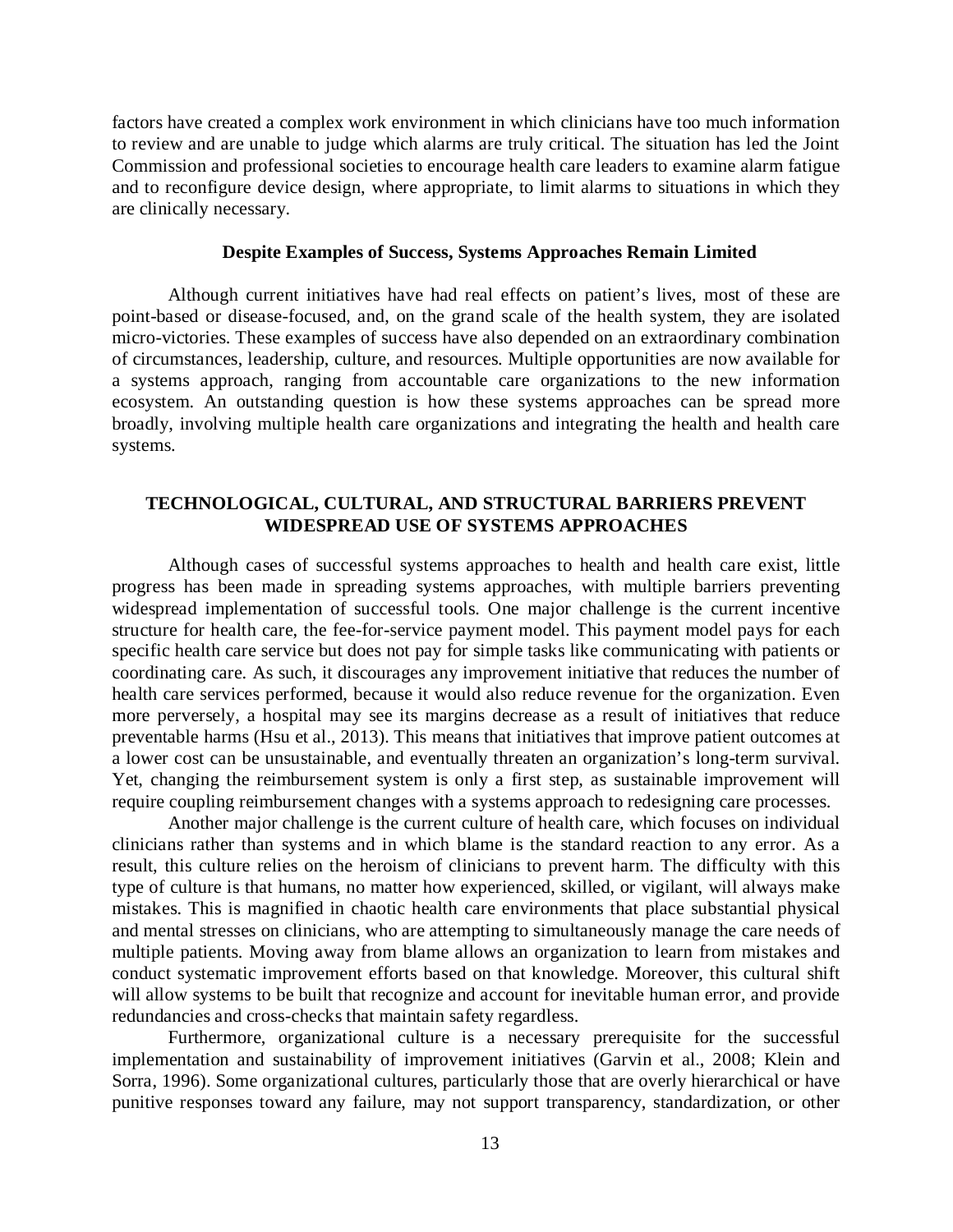factors have created a complex work environment in which clinicians have too much information to review and are unable to judge which alarms are truly critical. The situation has led the Joint Commission and professional societies to encourage health care leaders to examine alarm fatigue and to reconfigure device design, where appropriate, to limit alarms to situations in which they are clinically necessary.

### Despite Examples of Success, Systems Approaches Remain Limited

Although current initiatives have had real effects on patient's lives, most of these are point-based or disease-focused, and, on the grand scale of the health system, they are isolated micro-victories. These examples of success have also depended on an extraordinary combination of circumstances, leadership, culture, and resources. Multiple opportunities are now available for a systems approach, ranging from accountable care organizations to the new information ecosystem. An outstanding question is how these systems approaches can be spread more broadly, involving multiple health care organizations and integrating the health and health care systems.

## TECHNOLOGICAL, CULTURAL, AND STRUCTURAL BARRIERS PREVENT WIDESPREAD USE OF SYSTEMS APPROACHES

Although cases of successful systems approaches to health and health care exist, little progress has been made in spreading systems approaches, with multiple barriers preventing widespread implementation of successful tools. One major challenge is the current incentive structure for health care, the fee-for-service payment model. This payment model pays for each specific health care service but does not pay for simple tasks like communicating with patients or coordinating care. As such, it discourages any improvement initiative that reduces the number of health care services performed, because it would also reduce revenue for the organization. Even more perversely, a hospital may see its margins decrease as a result of initiatives that reduce preventable harms (Hsu et al., 2013). This means that initiatives that improve patient outcomes at a lower cost can be unsustainable, and eventually threaten an organization's long-term survival. Yet, changing the reimbursement system is only a first step, as sustainable improvement will require coupling reimbursement changes with a systems approach to redesigning care processes.

Another major challenge is the current culture of health care, which focuses on individual clinicians rather than systems and in which blame is the standard reaction to any error. As a result, this culture relies on the heroism of clinicians to prevent harm. The difficulty with this type of culture is that humans, no matter how experienced, skilled, or vigilant, will always make mistakes. This is magnified in chaotic health care environments that place substantial physical and mental stresses on clinicians, who are attempting to simultaneously manage the care needs of multiple patients. Moving away from blame allows an organization to learn from mistakes and conduct systematic improvement efforts based on that knowledge. Moreover, this cultural shift will allow systems to be built that recognize and account for inevitable human error, and provide redundancies and cross-checks that maintain safety regardless.

Furthermore, organizational culture is a necessary prerequisite for the successful implementation and sustainability of improvement initiatives (Garvin et al., 2008; Klein and Sorra, 1996). Some organizational cultures, particularly those that are overly hierarchical or have punitive responses toward any failure, may not support transparency, standardization, or other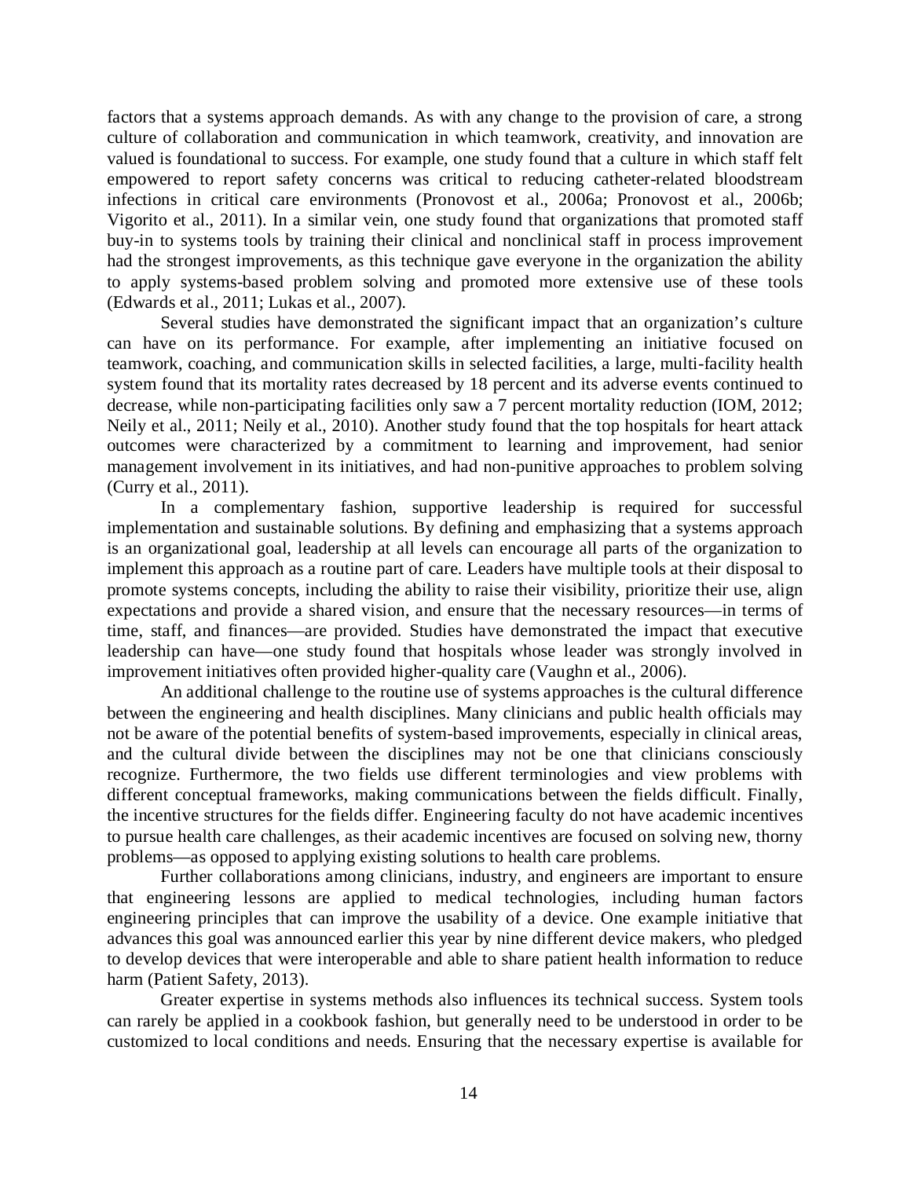factors that a systems approach demands. As with any change to the provision of care, a strong culture of collaboration and communication in which teamwork, creativity, and innovation are valued is foundational to success. For example, one study found that a culture in which staff felt empowered to report safety concerns was critical to reducing catheter-related bloodstream infections in critical care environments (Pronovost et al., 2006a; Pronovost et al., 2006b; Vigorito et al., 2011). In a similar vein, one study found that organizations that promoted staff buy-in to systems tools by training their clinical and nonclinical staff in process improvement had the strongest improvements, as this technique gave everyone in the organization the ability to apply systems-based problem solving and promoted more extensive use of these tools (Edwards et al., 2011; Lukas et al., 2007).

Several studies have demonstrated the significant impact that an organization's culture can have on its performance. For example, after implementing an initiative focused on teamwork, coaching, and communication skills in selected facilities, a large, multi-facility health system found that its mortality rates decreased by 18 percent and its adverse events continued to decrease, while non-participating facilities only saw a 7 percent mortality reduction (IOM, 2012; Neily et al., 2011; Neily et al., 2010). Another study found that the top hospitals for heart attack outcomes were characterized by a commitment to learning and improvement, had senior management involvement in its initiatives, and had non-punitive approaches to problem solving (Curry et al., 2011).

In a complementary fashion, supportive leadership is required for successful implementation and sustainable solutions. By defining and emphasizing that a systems approach is an organizational goal, leadership at all levels can encourage all parts of the organization to implement this approach as a routine part of care. Leaders have multiple tools at their disposal to promote systems concepts, including the ability to raise their visibility, prioritize their use, align expectations and provide a shared vision, and ensure that the necessary resources—in terms of time, staff, and finances—are provided. Studies have demonstrated the impact that executive leadership can have—one study found that hospitals whose leader was strongly involved in improvement initiatives often provided higher-quality care (Vaughn et al., 2006).

An additional challenge to the routine use of systems approaches is the cultural difference between the engineering and health disciplines. Many clinicians and public health officials may not be aware of the potential benefits of system-based improvements, especially in clinical areas, and the cultural divide between the disciplines may not be one that clinicians consciously recognize. Furthermore, the two fields use different terminologies and view problems with different conceptual frameworks, making communications between the fields difficult. Finally, the incentive structures for the fields differ. Engineering faculty do not have academic incentives to pursue health care challenges, as their academic incentives are focused on solving new, thorny problems—as opposed to applying existing solutions to health care problems.

Further collaborations among clinicians, industry, and engineers are important to ensure that engineering lessons are applied to medical technologies, including human factors engineering principles that can improve the usability of a device. One example initiative that advances this goal was announced earlier this year by nine different device makers, who pledged to develop devices that were interoperable and able to share patient health information to reduce harm (Patient Safety, 2013).

Greater expertise in systems methods also influences its technical success. System tools can rarely be applied in a cookbook fashion, but generally need to be understood in order to be customized to local conditions and needs. Ensuring that the necessary expertise is available for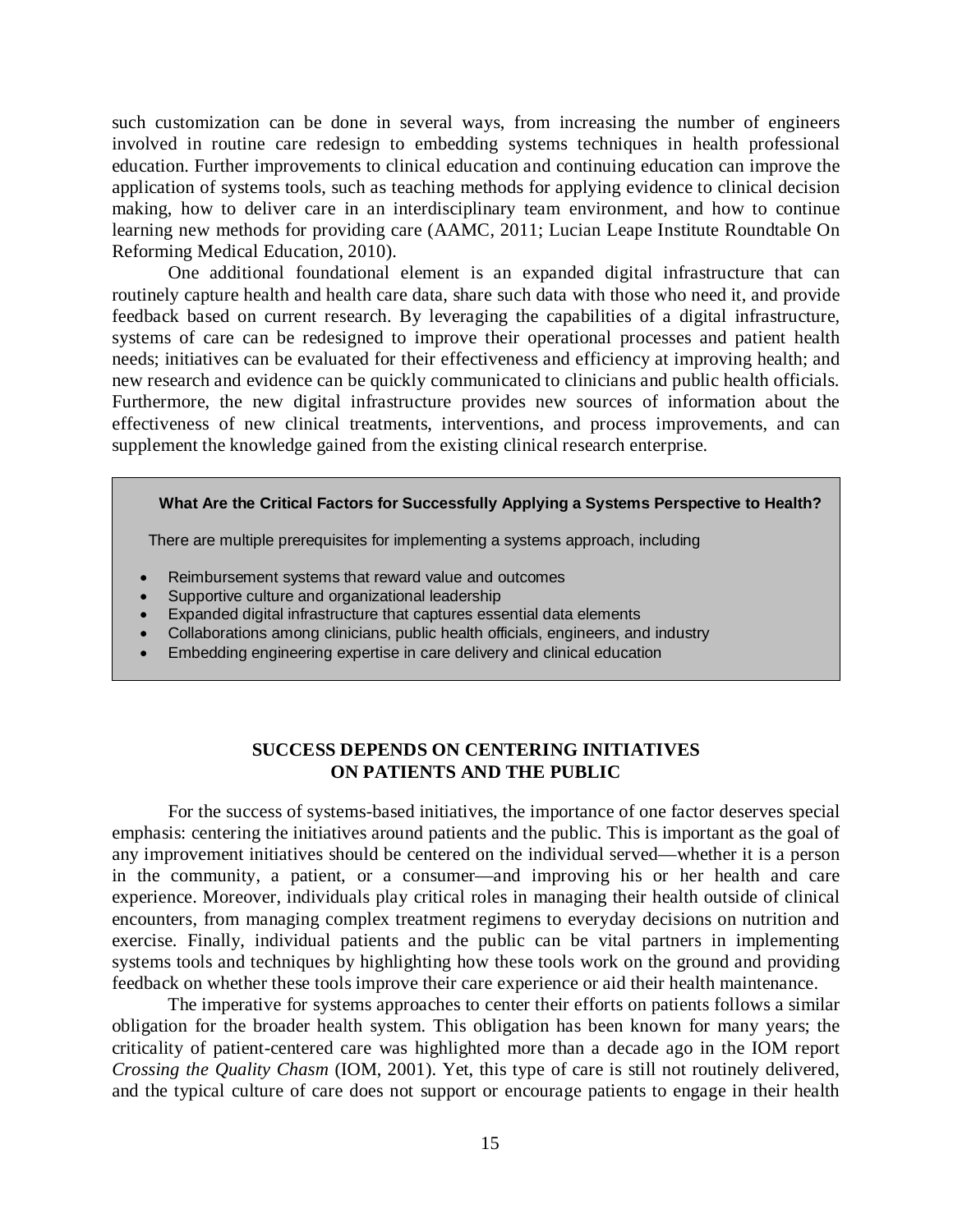such customization can be done in several ways, from increasing the number of engineers involved in routine care redesign to embedding systems techniques in health professional education. Further improvements to clinical education and continuing education can improve the application of systems tools, such as teaching methods for applying evidence to clinical decision making, how to deliver care in an interdisciplinary team environment, and how to continue learning new methods for providing care (AAMC, 2011; Lucian Leape Institute Roundtable On Reforming Medical Education, 2010).

One additional foundational element is an expanded digital infrastructure that can routinely capture health and health care data, share such data with those who need it, and provide feedback based on current research. By leveraging the capabilities of a digital infrastructure, systems of care can be redesigned to improve their operational processes and patient health needs; initiatives can be evaluated for their effectiveness and efficiency at improving health; and new research and evidence can be quickly communicated to clinicians and public health officials. Furthermore, the new digital infrastructure provides new sources of information about the effectiveness of new clinical treatments, interventions, and process improvements, and can supplement the knowledge gained from the existing clinical research enterprise.

> **What Are the Critical Factors for Successfully Applying a Systems Perspective to Health?**
>
> There are multiple prerequisites for implementing a systems approach, including
>
> - Reimbursement systems that reward value and outcomes
> - Supportive culture and organizational leadership
> - Expanded digital infrastructure that captures essential data elements
> - Collaborations among clinicians, public health officials, engineers, and industry
> - Embedding engineering expertise in care delivery and clinical education

## SUCCESS DEPENDS ON CENTERING INITIATIVES ON PATIENTS AND THE PUBLIC

For the success of systems-based initiatives, the importance of one factor deserves special emphasis: centering the initiatives around patients and the public. This is important as the goal of any improvement initiatives should be centered on the individual served—whether it is a person in the community, a patient, or a consumer—and improving his or her health and care experience. Moreover, individuals play critical roles in managing their health outside of clinical encounters, from managing complex treatment regimens to everyday decisions on nutrition and exercise. Finally, individual patients and the public can be vital partners in implementing systems tools and techniques by highlighting how these tools work on the ground and providing feedback on whether these tools improve their care experience or aid their health maintenance.

The imperative for systems approaches to center their efforts on patients follows a similar obligation for the broader health system. This obligation has been known for many years; the criticality of patient-centered care was highlighted more than a decade ago in the IOM report *Crossing the Quality Chasm* (IOM, 2001). Yet, this type of care is still not routinely delivered, and the typical culture of care does not support or encourage patients to engage in their health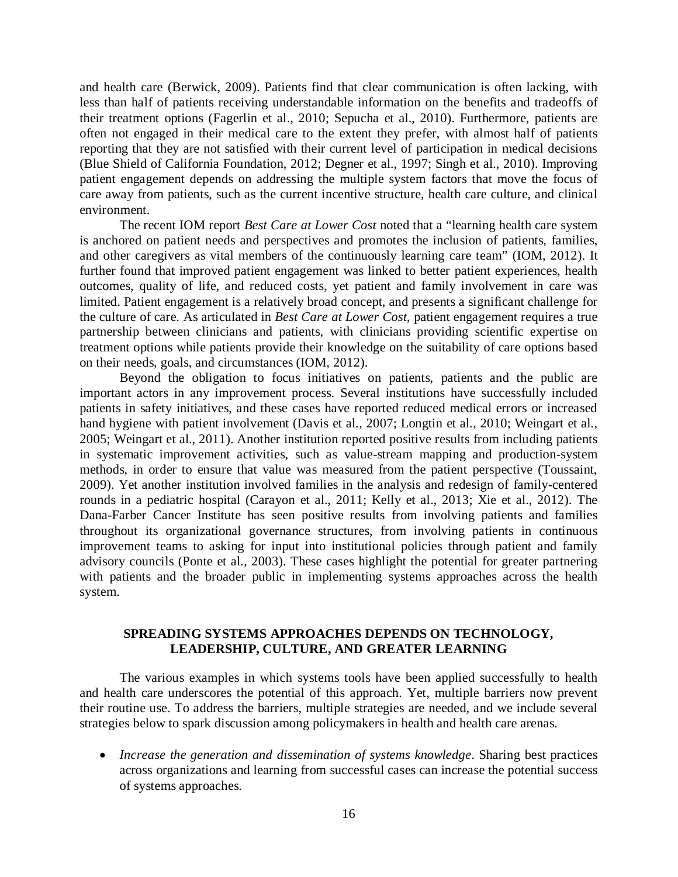and health care (Berwick, 2009). Patients find that clear communication is often lacking, with less than half of patients receiving understandable information on the benefits and tradeoffs of their treatment options (Fagerlin et al., 2010; Sepucha et al., 2010). Furthermore, patients are often not engaged in their medical care to the extent they prefer, with almost half of patients reporting that they are not satisfied with their current level of participation in medical decisions (Blue Shield of California Foundation, 2012; Degner et al., 1997; Singh et al., 2010). Improving patient engagement depends on addressing the multiple system factors that move the focus of care away from patients, such as the current incentive structure, health care culture, and clinical environment.

The recent IOM report *Best Care at Lower Cost* noted that a "learning health care system is anchored on patient needs and perspectives and promotes the inclusion of patients, families, and other caregivers as vital members of the continuously learning care team" (IOM, 2012). It further found that improved patient engagement was linked to better patient experiences, health outcomes, quality of life, and reduced costs, yet patient and family involvement in care was limited. Patient engagement is a relatively broad concept, and presents a significant challenge for the culture of care. As articulated in *Best Care at Lower Cost*, patient engagement requires a true partnership between clinicians and patients, with clinicians providing scientific expertise on treatment options while patients provide their knowledge on the suitability of care options based on their needs, goals, and circumstances (IOM, 2012).

Beyond the obligation to focus initiatives on patients, patients and the public are important actors in any improvement process. Several institutions have successfully included patients in safety initiatives, and these cases have reported reduced medical errors or increased hand hygiene with patient involvement (Davis et al., 2007; Longtin et al., 2010; Weingart et al., 2005; Weingart et al., 2011). Another institution reported positive results from including patients in systematic improvement activities, such as value-stream mapping and production-system methods, in order to ensure that value was measured from the patient perspective (Toussaint, 2009). Yet another institution involved families in the analysis and redesign of family-centered rounds in a pediatric hospital (Carayon et al., 2011; Kelly et al., 2013; Xie et al., 2012). The Dana-Farber Cancer Institute has seen positive results from involving patients and families throughout its organizational governance structures, from involving patients in continuous improvement teams to asking for input into institutional policies through patient and family advisory councils (Ponte et al., 2003). These cases highlight the potential for greater partnering with patients and the broader public in implementing systems approaches across the health system.

## SPREADING SYSTEMS APPROACHES DEPENDS ON TECHNOLOGY, LEADERSHIP, CULTURE, AND GREATER LEARNING

The various examples in which systems tools have been applied successfully to health and health care underscores the potential of this approach. Yet, multiple barriers now prevent their routine use. To address the barriers, multiple strategies are needed, and we include several strategies below to spark discussion among policymakers in health and health care arenas.

- *Increase the generation and dissemination of systems knowledge*. Sharing best practices across organizations and learning from successful cases can increase the potential success of systems approaches.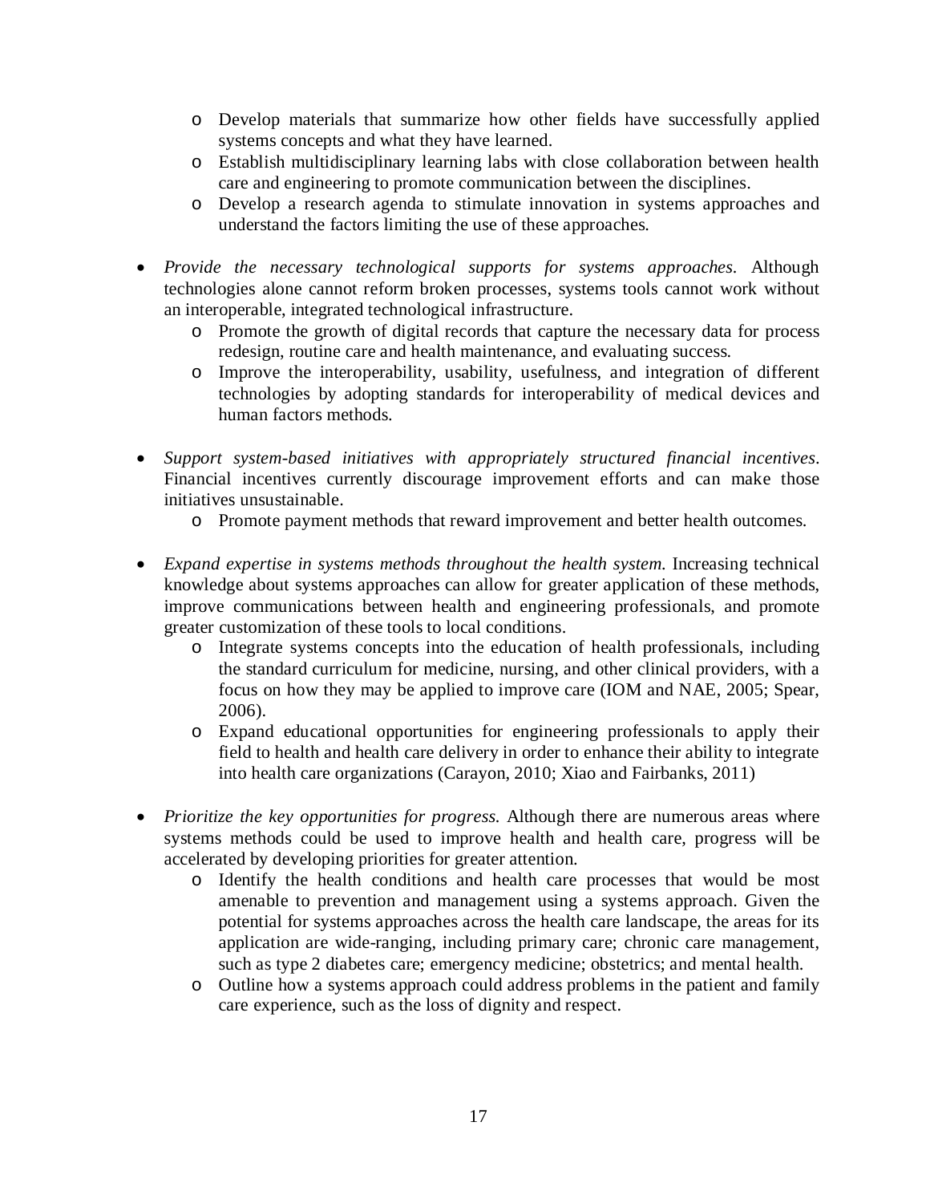- Develop materials that summarize how other fields have successfully applied systems concepts and what they have learned.
  - Establish multidisciplinary learning labs with close collaboration between health care and engineering to promote communication between the disciplines.
  - Develop a research agenda to stimulate innovation in systems approaches and understand the factors limiting the use of these approaches.

- *Provide the necessary technological supports for systems approaches.* Although technologies alone cannot reform broken processes, systems tools cannot work without an interoperable, integrated technological infrastructure.
  - Promote the growth of digital records that capture the necessary data for process redesign, routine care and health maintenance, and evaluating success.
  - Improve the interoperability, usability, usefulness, and integration of different technologies by adopting standards for interoperability of medical devices and human factors methods.

- *Support system-based initiatives with appropriately structured financial incentives*. Financial incentives currently discourage improvement efforts and can make those initiatives unsustainable.
  - Promote payment methods that reward improvement and better health outcomes.

- *Expand expertise in systems methods throughout the health system.* Increasing technical knowledge about systems approaches can allow for greater application of these methods, improve communications between health and engineering professionals, and promote greater customization of these tools to local conditions.
  - Integrate systems concepts into the education of health professionals, including the standard curriculum for medicine, nursing, and other clinical providers, with a focus on how they may be applied to improve care (IOM and NAE, 2005; Spear, 2006).
  - Expand educational opportunities for engineering professionals to apply their field to health and health care delivery in order to enhance their ability to integrate into health care organizations (Carayon, 2010; Xiao and Fairbanks, 2011)

- *Prioritize the key opportunities for progress.* Although there are numerous areas where systems methods could be used to improve health and health care, progress will be accelerated by developing priorities for greater attention.
  - Identify the health conditions and health care processes that would be most amenable to prevention and management using a systems approach. Given the potential for systems approaches across the health care landscape, the areas for its application are wide-ranging, including primary care; chronic care management, such as type 2 diabetes care; emergency medicine; obstetrics; and mental health.
  - Outline how a systems approach could address problems in the patient and family care experience, such as the loss of dignity and respect.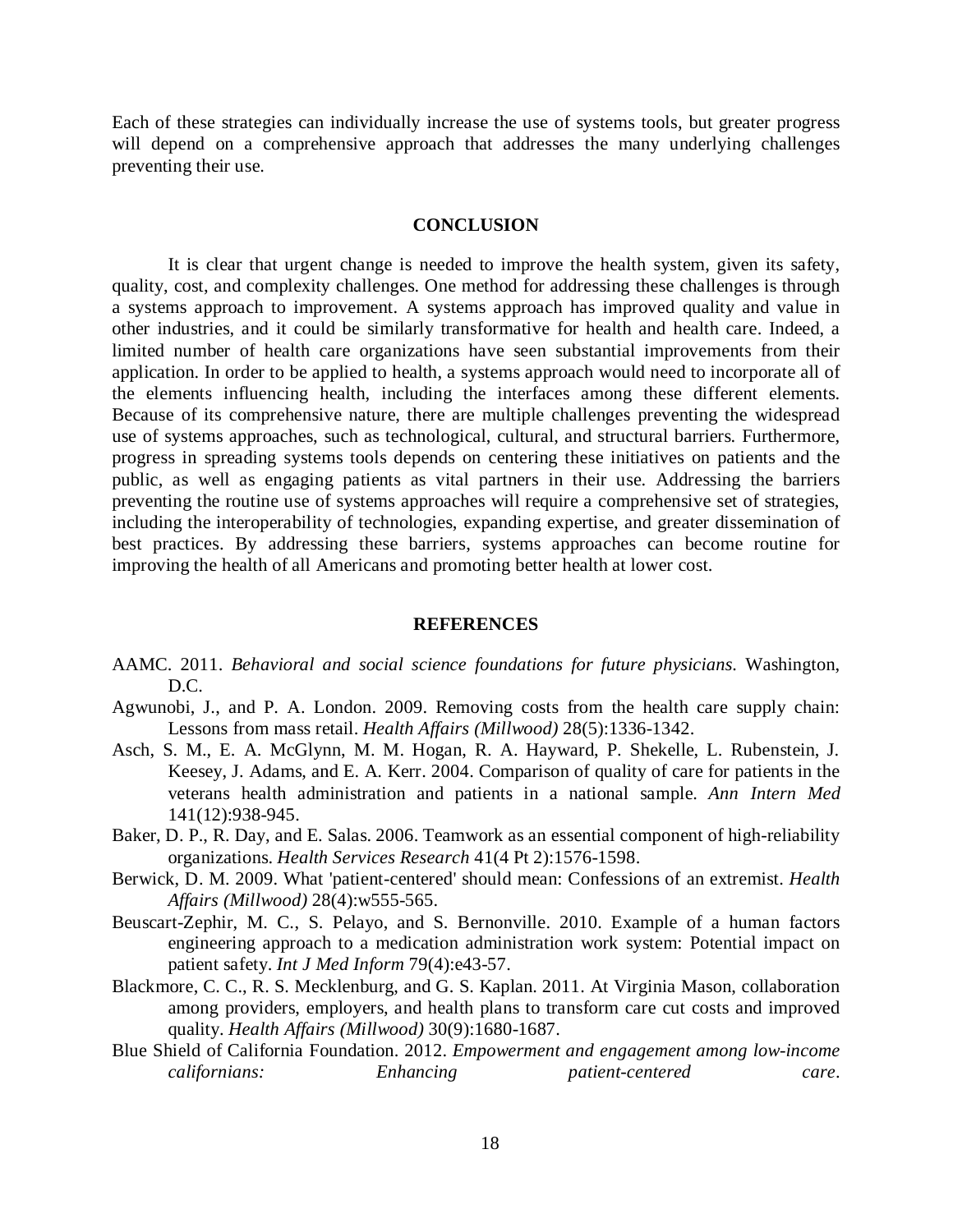Each of these strategies can individually increase the use of systems tools, but greater progress will depend on a comprehensive approach that addresses the many underlying challenges preventing their use.

## CONCLUSION

It is clear that urgent change is needed to improve the health system, given its safety, quality, cost, and complexity challenges. One method for addressing these challenges is through a systems approach to improvement. A systems approach has improved quality and value in other industries, and it could be similarly transformative for health and health care. Indeed, a limited number of health care organizations have seen substantial improvements from their application. In order to be applied to health, a systems approach would need to incorporate all of the elements influencing health, including the interfaces among these different elements. Because of its comprehensive nature, there are multiple challenges preventing the widespread use of systems approaches, such as technological, cultural, and structural barriers. Furthermore, progress in spreading systems tools depends on centering these initiatives on patients and the public, as well as engaging patients as vital partners in their use. Addressing the barriers preventing the routine use of systems approaches will require a comprehensive set of strategies, including the interoperability of technologies, expanding expertise, and greater dissemination of best practices. By addressing these barriers, systems approaches can become routine for improving the health of all Americans and promoting better health at lower cost.

## REFERENCES

AAMC. 2011. *Behavioral and social science foundations for future physicians*. Washington, D.C.

Agwunobi, J., and P. A. London. 2009. Removing costs from the health care supply chain: Lessons from mass retail. *Health Affairs (Millwood)* 28(5):1336-1342.

Asch, S. M., E. A. McGlynn, M. M. Hogan, R. A. Hayward, P. Shekelle, L. Rubenstein, J. Keesey, J. Adams, and E. A. Kerr. 2004. Comparison of quality of care for patients in the veterans health administration and patients in a national sample. *Ann Intern Med* 141(12):938-945.

Baker, D. P., R. Day, and E. Salas. 2006. Teamwork as an essential component of high-reliability organizations. *Health Services Research* 41(4 Pt 2):1576-1598.

Berwick, D. M. 2009. What 'patient-centered' should mean: Confessions of an extremist. *Health Affairs (Millwood)* 28(4):w555-565.

Beuscart-Zephir, M. C., S. Pelayo, and S. Bernonville. 2010. Example of a human factors engineering approach to a medication administration work system: Potential impact on patient safety. *Int J Med Inform* 79(4):e43-57.

Blackmore, C. C., R. S. Mecklenburg, and G. S. Kaplan. 2011. At Virginia Mason, collaboration among providers, employers, and health plans to transform care cut costs and improved quality. *Health Affairs (Millwood)* 30(9):1680-1687.

Blue Shield of California Foundation. 2012. *Empowerment and engagement among low-income californians: Enhancing patient-centered care*.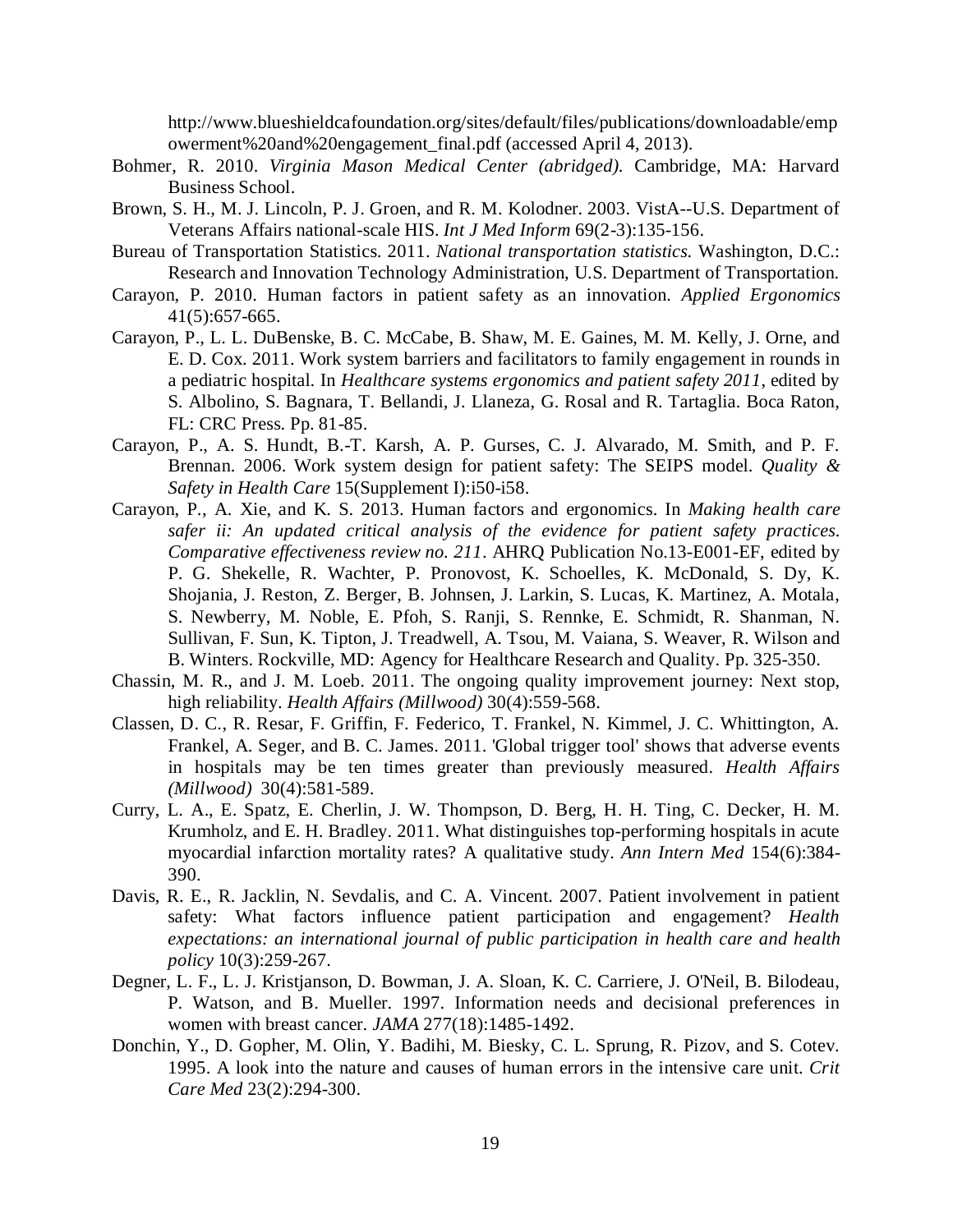http://www.blueshieldcafoundation.org/sites/default/files/publications/downloadable/empowerment%20and%20engagement_final.pdf (accessed April 4, 2013).

Bohmer, R. 2010. *Virginia Mason Medical Center (abridged)*. Cambridge, MA: Harvard Business School.

Brown, S. H., M. J. Lincoln, P. J. Groen, and R. M. Kolodner. 2003. VistA--U.S. Department of Veterans Affairs national-scale HIS. *Int J Med Inform* 69(2-3):135-156.

Bureau of Transportation Statistics. 2011. *National transportation statistics*. Washington, D.C.: Research and Innovation Technology Administration, U.S. Department of Transportation.

Carayon, P. 2010. Human factors in patient safety as an innovation. *Applied Ergonomics* 41(5):657-665.

Carayon, P., L. L. DuBenske, B. C. McCabe, B. Shaw, M. E. Gaines, M. M. Kelly, J. Orne, and E. D. Cox. 2011. Work system barriers and facilitators to family engagement in rounds in a pediatric hospital. In *Healthcare systems ergonomics and patient safety 2011*, edited by S. Albolino, S. Bagnara, T. Bellandi, J. Llaneza, G. Rosal and R. Tartaglia. Boca Raton, FL: CRC Press. Pp. 81-85.

Carayon, P., A. S. Hundt, B.-T. Karsh, A. P. Gurses, C. J. Alvarado, M. Smith, and P. F. Brennan. 2006. Work system design for patient safety: The SEIPS model. *Quality & Safety in Health Care* 15(Supplement I):i50-i58.

Carayon, P., A. Xie, and K. S. 2013. Human factors and ergonomics. In *Making health care safer ii: An updated critical analysis of the evidence for patient safety practices. Comparative effectiveness review no. 211*. AHRQ Publication No.13-E001-EF, edited by P. G. Shekelle, R. Wachter, P. Pronovost, K. Schoelles, K. McDonald, S. Dy, K. Shojania, J. Reston, Z. Berger, B. Johnsen, J. Larkin, S. Lucas, K. Martinez, A. Motala, S. Newberry, M. Noble, E. Pfoh, S. Ranji, S. Rennke, E. Schmidt, R. Shanman, N. Sullivan, F. Sun, K. Tipton, J. Treadwell, A. Tsou, M. Vaiana, S. Weaver, R. Wilson and B. Winters. Rockville, MD: Agency for Healthcare Research and Quality. Pp. 325-350.

Chassin, M. R., and J. M. Loeb. 2011. The ongoing quality improvement journey: Next stop, high reliability. *Health Affairs (Millwood)* 30(4):559-568.

Classen, D. C., R. Resar, F. Griffin, F. Federico, T. Frankel, N. Kimmel, J. C. Whittington, A. Frankel, A. Seger, and B. C. James. 2011. 'Global trigger tool' shows that adverse events in hospitals may be ten times greater than previously measured. *Health Affairs (Millwood)* 30(4):581-589.

Curry, L. A., E. Spatz, E. Cherlin, J. W. Thompson, D. Berg, H. H. Ting, C. Decker, H. M. Krumholz, and E. H. Bradley. 2011. What distinguishes top-performing hospitals in acute myocardial infarction mortality rates? A qualitative study. *Ann Intern Med* 154(6):384-390.

Davis, R. E., R. Jacklin, N. Sevdalis, and C. A. Vincent. 2007. Patient involvement in patient safety: What factors influence patient participation and engagement? *Health expectations: an international journal of public participation in health care and health policy* 10(3):259-267.

Degner, L. F., L. J. Kristjanson, D. Bowman, J. A. Sloan, K. C. Carriere, J. O'Neil, B. Bilodeau, P. Watson, and B. Mueller. 1997. Information needs and decisional preferences in women with breast cancer. *JAMA* 277(18):1485-1492.

Donchin, Y., D. Gopher, M. Olin, Y. Badihi, M. Biesky, C. L. Sprung, R. Pizov, and S. Cotev. 1995. A look into the nature and causes of human errors in the intensive care unit. *Crit Care Med* 23(2):294-300.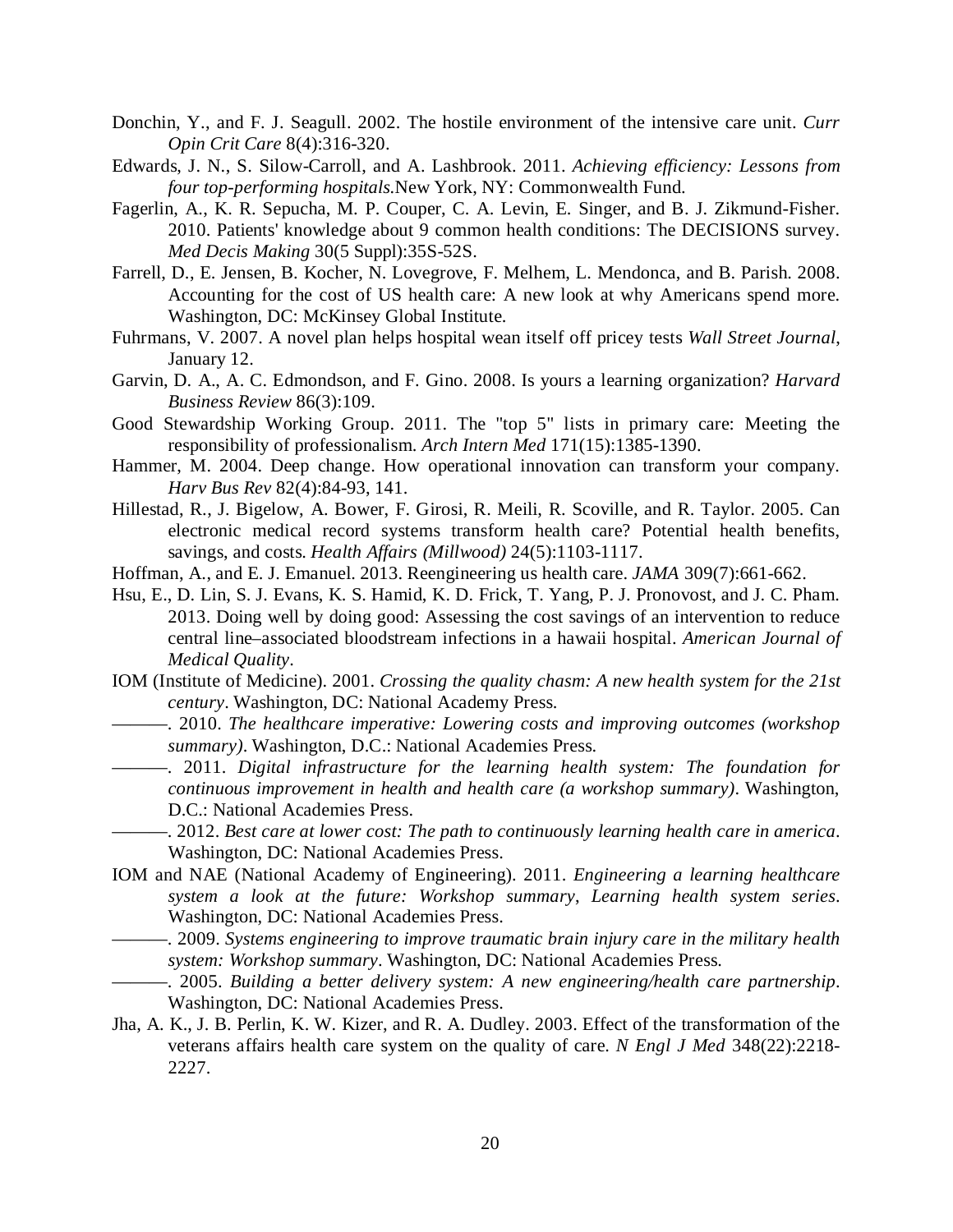Donchin, Y., and F. J. Seagull. 2002. The hostile environment of the intensive care unit. *Curr Opin Crit Care* 8(4):316-320.

Edwards, J. N., S. Silow-Carroll, and A. Lashbrook. 2011. *Achieving efficiency: Lessons from four top-performing hospitals.*New York, NY: Commonwealth Fund.

Fagerlin, A., K. R. Sepucha, M. P. Couper, C. A. Levin, E. Singer, and B. J. Zikmund-Fisher. 2010. Patients' knowledge about 9 common health conditions: The DECISIONS survey. *Med Decis Making* 30(5 Suppl):35S-52S.

Farrell, D., E. Jensen, B. Kocher, N. Lovegrove, F. Melhem, L. Mendonca, and B. Parish. 2008. Accounting for the cost of US health care: A new look at why Americans spend more. Washington, DC: McKinsey Global Institute.

Fuhrmans, V. 2007. A novel plan helps hospital wean itself off pricey tests *Wall Street Journal*, January 12.

Garvin, D. A., A. C. Edmondson, and F. Gino. 2008. Is yours a learning organization? *Harvard Business Review* 86(3):109.

Good Stewardship Working Group. 2011. The "top 5" lists in primary care: Meeting the responsibility of professionalism. *Arch Intern Med* 171(15):1385-1390.

Hammer, M. 2004. Deep change. How operational innovation can transform your company. *Harv Bus Rev* 82(4):84-93, 141.

Hillestad, R., J. Bigelow, A. Bower, F. Girosi, R. Meili, R. Scoville, and R. Taylor. 2005. Can electronic medical record systems transform health care? Potential health benefits, savings, and costs. *Health Affairs (Millwood)* 24(5):1103-1117.

Hoffman, A., and E. J. Emanuel. 2013. Reengineering us health care. *JAMA* 309(7):661-662.

Hsu, E., D. Lin, S. J. Evans, K. S. Hamid, K. D. Frick, T. Yang, P. J. Pronovost, and J. C. Pham. 2013. Doing well by doing good: Assessing the cost savings of an intervention to reduce central line–associated bloodstream infections in a hawaii hospital. *American Journal of Medical Quality*.

IOM (Institute of Medicine). 2001. *Crossing the quality chasm: A new health system for the 21st century*. Washington, DC: National Academy Press.

———. 2010. *The healthcare imperative: Lowering costs and improving outcomes (workshop summary)*. Washington, D.C.: National Academies Press.

———. 2011. *Digital infrastructure for the learning health system: The foundation for continuous improvement in health and health care (a workshop summary)*. Washington, D.C.: National Academies Press.

———. 2012. *Best care at lower cost: The path to continuously learning health care in america*. Washington, DC: National Academies Press.

IOM and NAE (National Academy of Engineering). 2011. *Engineering a learning healthcare system a look at the future: Workshop summary*, *Learning health system series*. Washington, DC: National Academies Press.

———. 2009. *Systems engineering to improve traumatic brain injury care in the military health system: Workshop summary*. Washington, DC: National Academies Press.

———. 2005. *Building a better delivery system: A new engineering/health care partnership*. Washington, DC: National Academies Press.

Jha, A. K., J. B. Perlin, K. W. Kizer, and R. A. Dudley. 2003. Effect of the transformation of the veterans affairs health care system on the quality of care. *N Engl J Med* 348(22):2218-2227.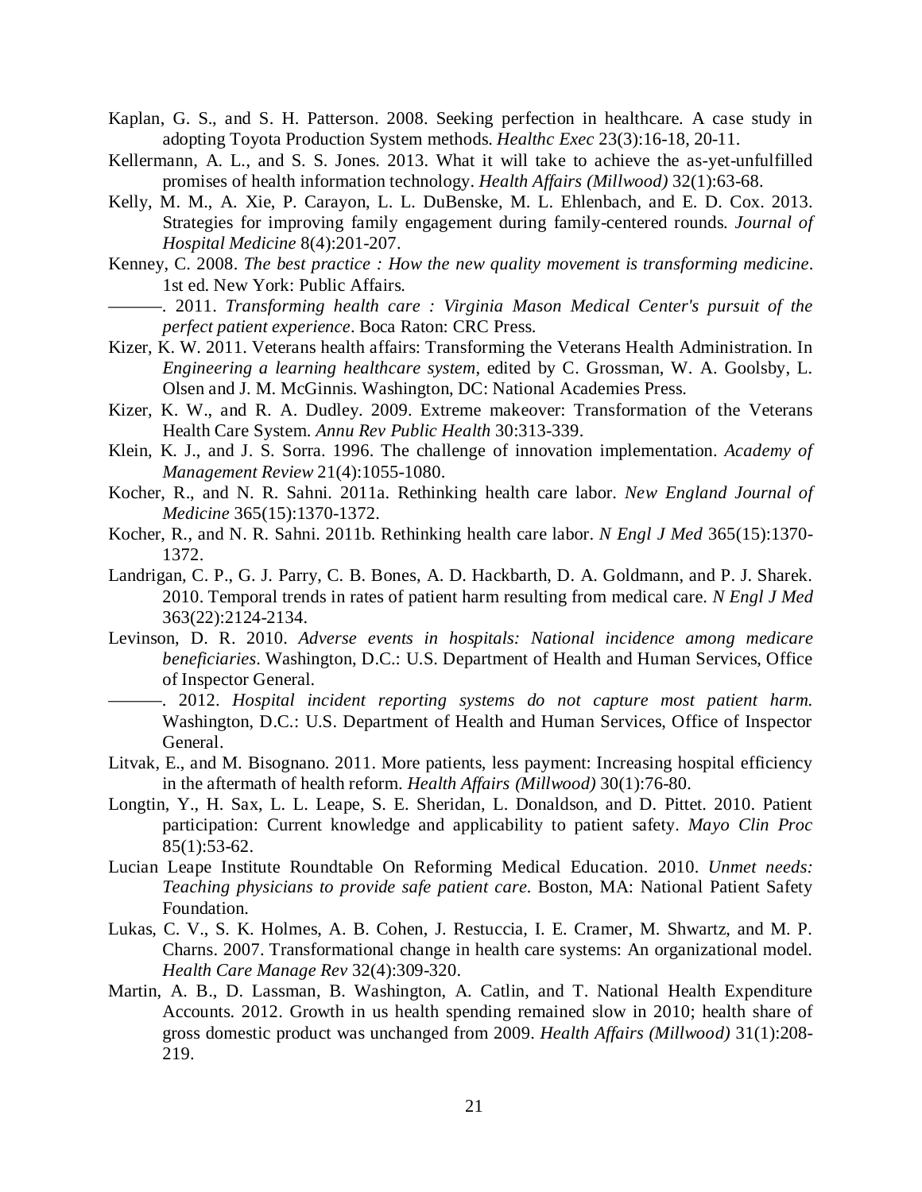Kaplan, G. S., and S. H. Patterson. 2008. Seeking perfection in healthcare. A case study in adopting Toyota Production System methods. *Healthc Exec* 23(3):16-18, 20-11.

Kellermann, A. L., and S. S. Jones. 2013. What it will take to achieve the as-yet-unfulfilled promises of health information technology. *Health Affairs (Millwood)* 32(1):63-68.

Kelly, M. M., A. Xie, P. Carayon, L. L. DuBenske, M. L. Ehlenbach, and E. D. Cox. 2013. Strategies for improving family engagement during family-centered rounds. *Journal of Hospital Medicine* 8(4):201-207.

Kenney, C. 2008. *The best practice : How the new quality movement is transforming medicine*. 1st ed. New York: Public Affairs.

———. 2011. *Transforming health care : Virginia Mason Medical Center's pursuit of the perfect patient experience*. Boca Raton: CRC Press.

Kizer, K. W. 2011. Veterans health affairs: Transforming the Veterans Health Administration. In *Engineering a learning healthcare system*, edited by C. Grossman, W. A. Goolsby, L. Olsen and J. M. McGinnis. Washington, DC: National Academies Press.

Kizer, K. W., and R. A. Dudley. 2009. Extreme makeover: Transformation of the Veterans Health Care System. *Annu Rev Public Health* 30:313-339.

Klein, K. J., and J. S. Sorra. 1996. The challenge of innovation implementation. *Academy of Management Review* 21(4):1055-1080.

Kocher, R., and N. R. Sahni. 2011a. Rethinking health care labor. *New England Journal of Medicine* 365(15):1370-1372.

Kocher, R., and N. R. Sahni. 2011b. Rethinking health care labor. *N Engl J Med* 365(15):1370-1372.

Landrigan, C. P., G. J. Parry, C. B. Bones, A. D. Hackbarth, D. A. Goldmann, and P. J. Sharek. 2010. Temporal trends in rates of patient harm resulting from medical care. *N Engl J Med* 363(22):2124-2134.

Levinson, D. R. 2010. *Adverse events in hospitals: National incidence among medicare beneficiaries*. Washington, D.C.: U.S. Department of Health and Human Services, Office of Inspector General.

———. 2012. *Hospital incident reporting systems do not capture most patient harm*. Washington, D.C.: U.S. Department of Health and Human Services, Office of Inspector General.

Litvak, E., and M. Bisognano. 2011. More patients, less payment: Increasing hospital efficiency in the aftermath of health reform. *Health Affairs (Millwood)* 30(1):76-80.

Longtin, Y., H. Sax, L. L. Leape, S. E. Sheridan, L. Donaldson, and D. Pittet. 2010. Patient participation: Current knowledge and applicability to patient safety. *Mayo Clin Proc* 85(1):53-62.

Lucian Leape Institute Roundtable On Reforming Medical Education. 2010. *Unmet needs: Teaching physicians to provide safe patient care*. Boston, MA: National Patient Safety Foundation.

Lukas, C. V., S. K. Holmes, A. B. Cohen, J. Restuccia, I. E. Cramer, M. Shwartz, and M. P. Charns. 2007. Transformational change in health care systems: An organizational model. *Health Care Manage Rev* 32(4):309-320.

Martin, A. B., D. Lassman, B. Washington, A. Catlin, and T. National Health Expenditure Accounts. 2012. Growth in us health spending remained slow in 2010; health share of gross domestic product was unchanged from 2009. *Health Affairs (Millwood)* 31(1):208-219.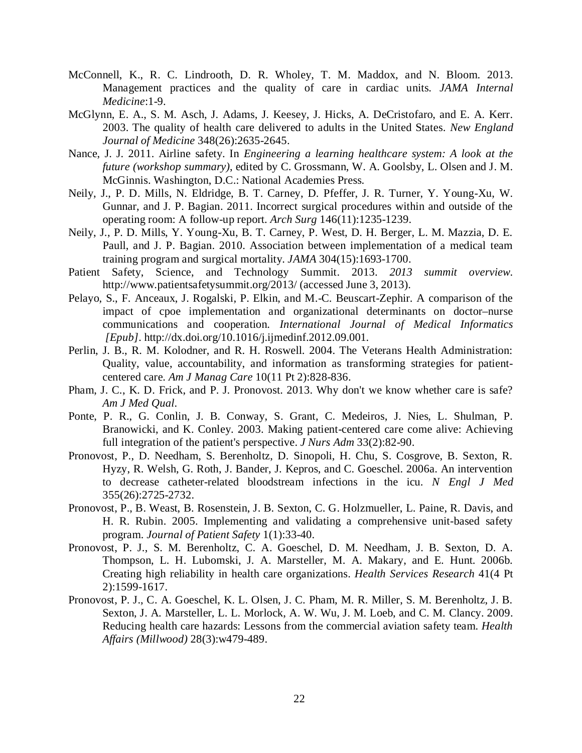McConnell, K., R. C. Lindrooth, D. R. Wholey, T. M. Maddox, and N. Bloom. 2013. Management practices and the quality of care in cardiac units. *JAMA Internal Medicine*:1-9.

McGlynn, E. A., S. M. Asch, J. Adams, J. Keesey, J. Hicks, A. DeCristofaro, and E. A. Kerr. 2003. The quality of health care delivered to adults in the United States. *New England Journal of Medicine* 348(26):2635-2645.

Nance, J. J. 2011. Airline safety. In *Engineering a learning healthcare system: A look at the future (workshop summary)*, edited by C. Grossmann, W. A. Goolsby, L. Olsen and J. M. McGinnis. Washington, D.C.: National Academies Press.

Neily, J., P. D. Mills, N. Eldridge, B. T. Carney, D. Pfeffer, J. R. Turner, Y. Young-Xu, W. Gunnar, and J. P. Bagian. 2011. Incorrect surgical procedures within and outside of the operating room: A follow-up report. *Arch Surg* 146(11):1235-1239.

Neily, J., P. D. Mills, Y. Young-Xu, B. T. Carney, P. West, D. H. Berger, L. M. Mazzia, D. E. Paull, and J. P. Bagian. 2010. Association between implementation of a medical team training program and surgical mortality. *JAMA* 304(15):1693-1700.

Patient Safety, Science, and Technology Summit. 2013. *2013 summit overview*. http://www.patientsafetysummit.org/2013/ (accessed June 3, 2013).

Pelayo, S., F. Anceaux, J. Rogalski, P. Elkin, and M.-C. Beuscart-Zephir. A comparison of the impact of cpoe implementation and organizational determinants on doctor–nurse communications and cooperation. *International Journal of Medical Informatics [Epub]*. http://dx.doi.org/10.1016/j.ijmedinf.2012.09.001.

Perlin, J. B., R. M. Kolodner, and R. H. Roswell. 2004. The Veterans Health Administration: Quality, value, accountability, and information as transforming strategies for patient-centered care. *Am J Manag Care* 10(11 Pt 2):828-836.

Pham, J. C., K. D. Frick, and P. J. Pronovost. 2013. Why don't we know whether care is safe? *Am J Med Qual*.

Ponte, P. R., G. Conlin, J. B. Conway, S. Grant, C. Medeiros, J. Nies, L. Shulman, P. Branowicki, and K. Conley. 2003. Making patient-centered care come alive: Achieving full integration of the patient's perspective. *J Nurs Adm* 33(2):82-90.

Pronovost, P., D. Needham, S. Berenholtz, D. Sinopoli, H. Chu, S. Cosgrove, B. Sexton, R. Hyzy, R. Welsh, G. Roth, J. Bander, J. Kepros, and C. Goeschel. 2006a. An intervention to decrease catheter-related bloodstream infections in the icu. *N Engl J Med* 355(26):2725-2732.

Pronovost, P., B. Weast, B. Rosenstein, J. B. Sexton, C. G. Holzmueller, L. Paine, R. Davis, and H. R. Rubin. 2005. Implementing and validating a comprehensive unit-based safety program. *Journal of Patient Safety* 1(1):33-40.

Pronovost, P. J., S. M. Berenholtz, C. A. Goeschel, D. M. Needham, J. B. Sexton, D. A. Thompson, L. H. Lubomski, J. A. Marsteller, M. A. Makary, and E. Hunt. 2006b. Creating high reliability in health care organizations. *Health Services Research* 41(4 Pt 2):1599-1617.

Pronovost, P. J., C. A. Goeschel, K. L. Olsen, J. C. Pham, M. R. Miller, S. M. Berenholtz, J. B. Sexton, J. A. Marsteller, L. L. Morlock, A. W. Wu, J. M. Loeb, and C. M. Clancy. 2009. Reducing health care hazards: Lessons from the commercial aviation safety team. *Health Affairs (Millwood)* 28(3):w479-489.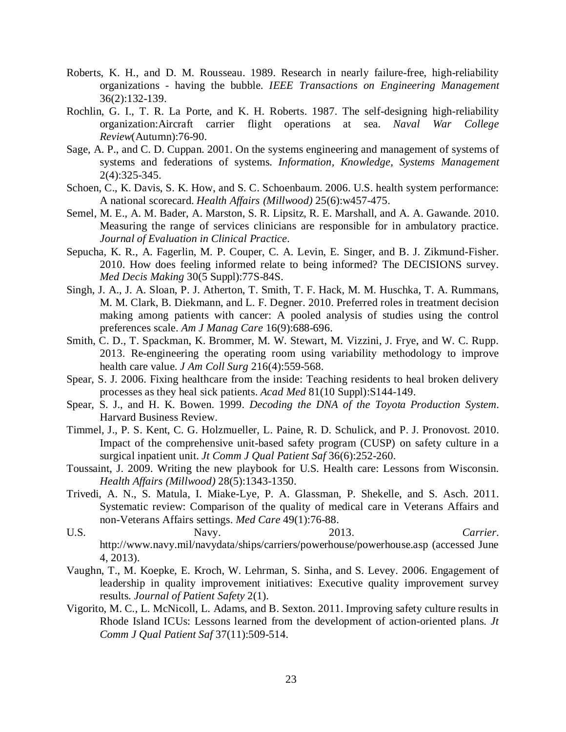Roberts, K. H., and D. M. Rousseau. 1989. Research in nearly failure-free, high-reliability organizations - having the bubble. *IEEE Transactions on Engineering Management* 36(2):132-139.

Rochlin, G. I., T. R. La Porte, and K. H. Roberts. 1987. The self-designing high-reliability organization:Aircraft carrier flight operations at sea. *Naval War College Review*(Autumn):76-90.

Sage, A. P., and C. D. Cuppan. 2001. On the systems engineering and management of systems of systems and federations of systems. *Information, Knowledge, Systems Management* 2(4):325-345.

Schoen, C., K. Davis, S. K. How, and S. C. Schoenbaum. 2006. U.S. health system performance: A national scorecard. *Health Affairs (Millwood)* 25(6):w457-475.

Semel, M. E., A. M. Bader, A. Marston, S. R. Lipsitz, R. E. Marshall, and A. A. Gawande. 2010. Measuring the range of services clinicians are responsible for in ambulatory practice. *Journal of Evaluation in Clinical Practice*.

Sepucha, K. R., A. Fagerlin, M. P. Couper, C. A. Levin, E. Singer, and B. J. Zikmund-Fisher. 2010. How does feeling informed relate to being informed? The DECISIONS survey. *Med Decis Making* 30(5 Suppl):77S-84S.

Singh, J. A., J. A. Sloan, P. J. Atherton, T. Smith, T. F. Hack, M. M. Huschka, T. A. Rummans, M. M. Clark, B. Diekmann, and L. F. Degner. 2010. Preferred roles in treatment decision making among patients with cancer: A pooled analysis of studies using the control preferences scale. *Am J Manag Care* 16(9):688-696.

Smith, C. D., T. Spackman, K. Brommer, M. W. Stewart, M. Vizzini, J. Frye, and W. C. Rupp. 2013. Re-engineering the operating room using variability methodology to improve health care value. *J Am Coll Surg* 216(4):559-568.

Spear, S. J. 2006. Fixing healthcare from the inside: Teaching residents to heal broken delivery processes as they heal sick patients. *Acad Med* 81(10 Suppl):S144-149.

Spear, S. J., and H. K. Bowen. 1999. *Decoding the DNA of the Toyota Production System*. Harvard Business Review.

Timmel, J., P. S. Kent, C. G. Holzmueller, L. Paine, R. D. Schulick, and P. J. Pronovost. 2010. Impact of the comprehensive unit-based safety program (CUSP) on safety culture in a surgical inpatient unit. *Jt Comm J Qual Patient Saf* 36(6):252-260.

Toussaint, J. 2009. Writing the new playbook for U.S. Health care: Lessons from Wisconsin. *Health Affairs (Millwood)* 28(5):1343-1350.

Trivedi, A. N., S. Matula, I. Miake-Lye, P. A. Glassman, P. Shekelle, and S. Asch. 2011. Systematic review: Comparison of the quality of medical care in Veterans Affairs and non-Veterans Affairs settings. *Med Care* 49(1):76-88.

U.S. Navy. 2013. *Carrier*. http://www.navy.mil/navydata/ships/carriers/powerhouse/powerhouse.asp (accessed June 4, 2013).

Vaughn, T., M. Koepke, E. Kroch, W. Lehrman, S. Sinha, and S. Levey. 2006. Engagement of leadership in quality improvement initiatives: Executive quality improvement survey results. *Journal of Patient Safety* 2(1).

Vigorito, M. C., L. McNicoll, L. Adams, and B. Sexton. 2011. Improving safety culture results in Rhode Island ICUs: Lessons learned from the development of action-oriented plans. *Jt Comm J Qual Patient Saf* 37(11):509-514.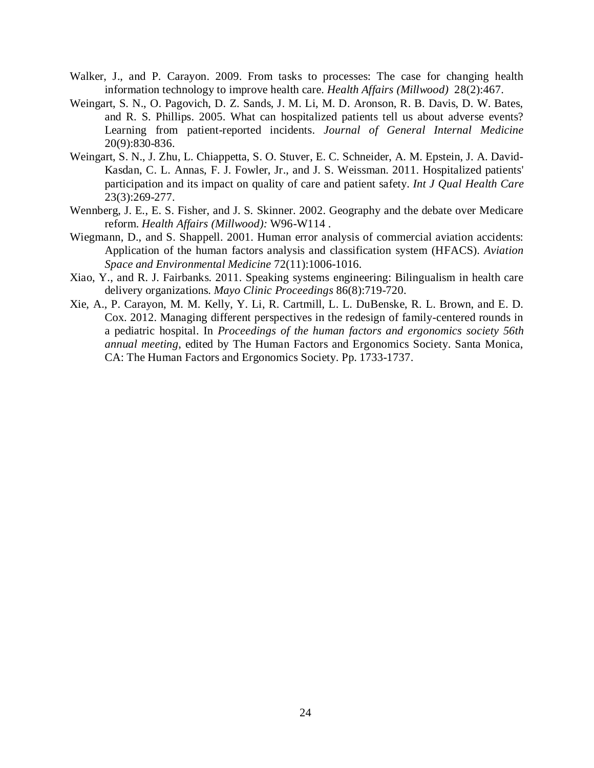Walker, J., and P. Carayon. 2009. From tasks to processes: The case for changing health information technology to improve health care. *Health Affairs (Millwood)* 28(2):467.

Weingart, S. N., O. Pagovich, D. Z. Sands, J. M. Li, M. D. Aronson, R. B. Davis, D. W. Bates, and R. S. Phillips. 2005. What can hospitalized patients tell us about adverse events? Learning from patient-reported incidents. *Journal of General Internal Medicine* 20(9):830-836.

Weingart, S. N., J. Zhu, L. Chiappetta, S. O. Stuver, E. C. Schneider, A. M. Epstein, J. A. David-Kasdan, C. L. Annas, F. J. Fowler, Jr., and J. S. Weissman. 2011. Hospitalized patients' participation and its impact on quality of care and patient safety. *Int J Qual Health Care* 23(3):269-277.

Wennberg, J. E., E. S. Fisher, and J. S. Skinner. 2002. Geography and the debate over Medicare reform. *Health Affairs (Millwood):* W96-W114 .

Wiegmann, D., and S. Shappell. 2001. Human error analysis of commercial aviation accidents: Application of the human factors analysis and classification system (HFACS). *Aviation Space and Environmental Medicine* 72(11):1006-1016.

Xiao, Y., and R. J. Fairbanks. 2011. Speaking systems engineering: Bilingualism in health care delivery organizations. *Mayo Clinic Proceedings* 86(8):719-720.

Xie, A., P. Carayon, M. M. Kelly, Y. Li, R. Cartmill, L. L. DuBenske, R. L. Brown, and E. D. Cox. 2012. Managing different perspectives in the redesign of family-centered rounds in a pediatric hospital. In *Proceedings of the human factors and ergonomics society 56th annual meeting*, edited by The Human Factors and Ergonomics Society. Santa Monica, CA: The Human Factors and Ergonomics Society. Pp. 1733-1737.